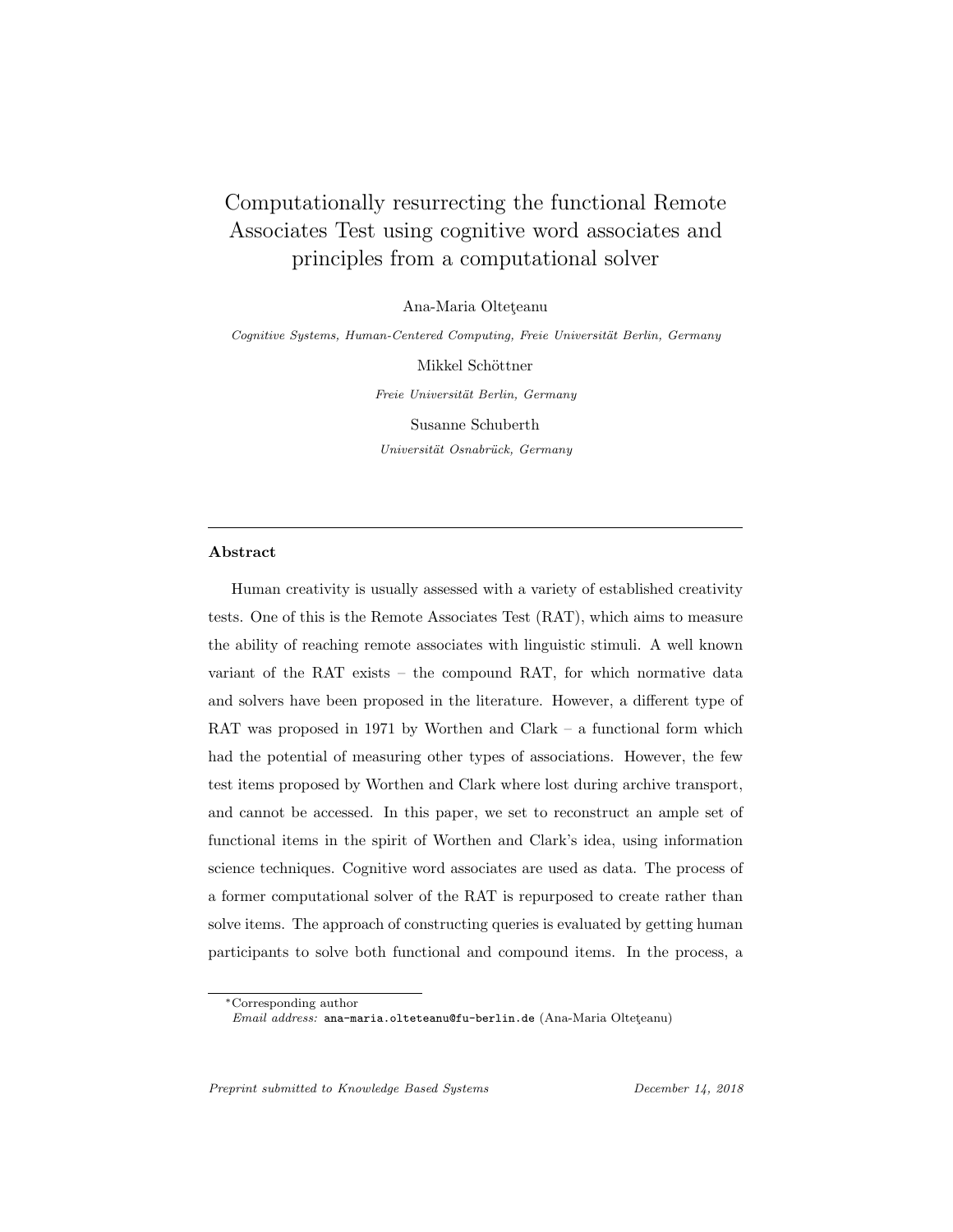# Computationally resurrecting the functional Remote Associates Test using cognitive word associates and principles from a computational solver

Ana-Maria Olteţeanu

*Cognitive Systems, Human-Centered Computing, Freie Universität Berlin, Germany*

Mikkel Schöttner

*Freie Universität Berlin, Germany*

Susanne Schuberth

*Universität Osnabrück, Germany*

---

## Abstract

Human creativity is usually assessed with a variety of established creativity tests. One of this is the Remote Associates Test (RAT), which aims to measure the ability of reaching remote associates with linguistic stimuli. A well known variant of the RAT exists – the compound RAT, for which normative data and solvers have been proposed in the literature. However, a different type of RAT was proposed in 1971 by Worthen and Clark – a functional form which had the potential of measuring other types of associations. However, the few test items proposed by Worthen and Clark where lost during archive transport, and cannot be accessed. In this paper, we set to reconstruct an ample set of functional items in the spirit of Worthen and Clark's idea, using information science techniques. Cognitive word associates are used as data. The process of a former computational solver of the RAT is repurposed to create rather than solve items. The approach of constructing queries is evaluated by getting human participants to solve both functional and compound items. In the process, a

---

*Corresponding author

*Email address:* ana-maria.olteteanu@fu-berlin.de (Ana-Maria Olteţeanu)

*Preprint submitted to Knowledge Based Systems* December 14, 2018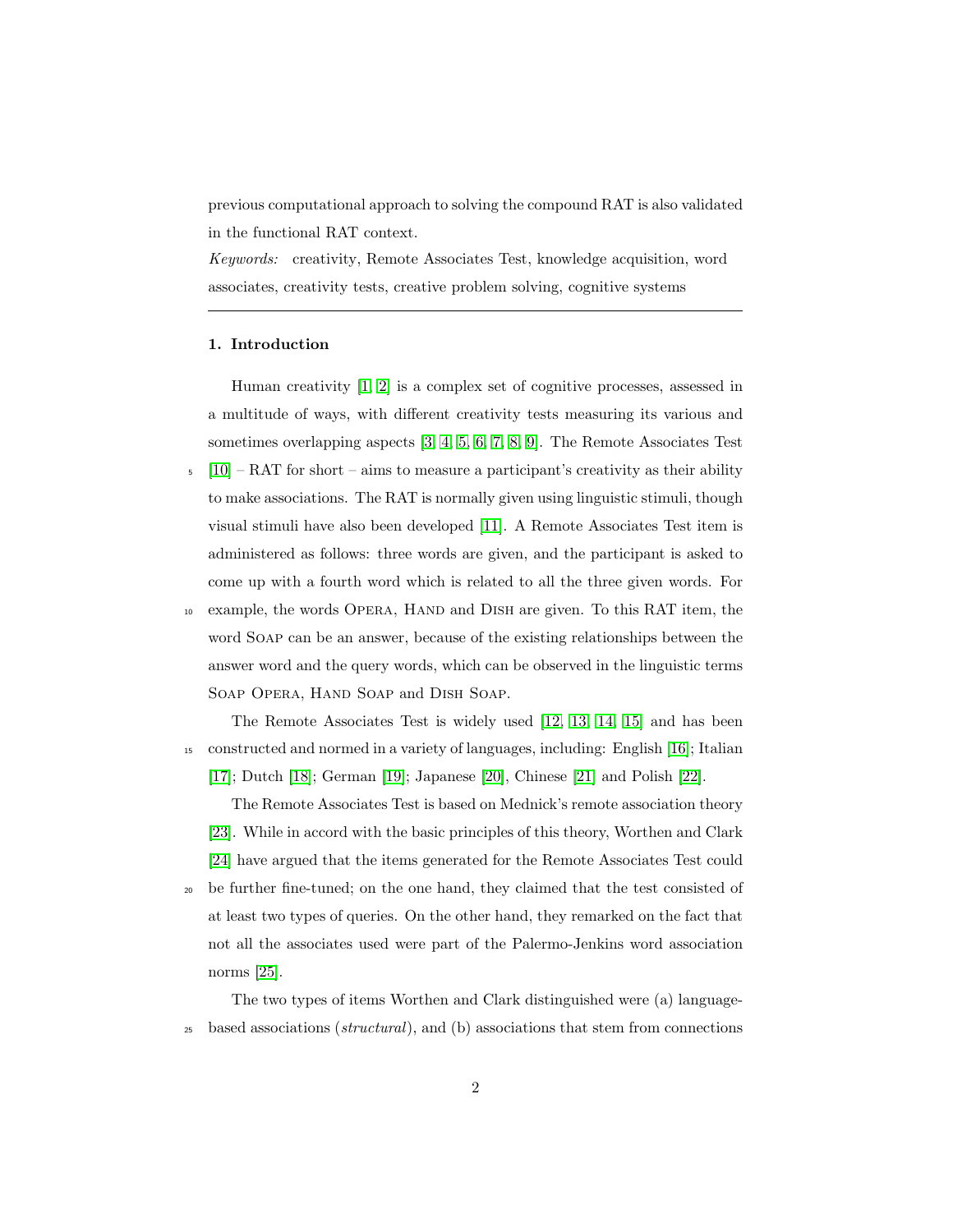previous computational approach to solving the compound RAT is also validated in the functional RAT context.

*Keywords:* creativity, Remote Associates Test, knowledge acquisition, word associates, creativity tests, creative problem solving, cognitive systems

---

## 1. Introduction

Human creativity [1, 2] is a complex set of cognitive processes, assessed in a multitude of ways, with different creativity tests measuring its various and sometimes overlapping aspects [3, 4, 5, 6, 7, 8, 9]. The Remote Associates Test [10] – RAT for short – aims to measure a participant's creativity as their ability to make associations. The RAT is normally given using linguistic stimuli, though visual stimuli have also been developed [11]. A Remote Associates Test item is administered as follows: three words are given, and the participant is asked to come up with a fourth word which is related to all the three given words. For example, the words Opera, Hand and Dish are given. To this RAT item, the word Soap can be an answer, because of the existing relationships between the answer word and the query words, which can be observed in the linguistic terms Soap Opera, Hand Soap and Dish Soap.

The Remote Associates Test is widely used [12, 13, 14, 15] and has been constructed and normed in a variety of languages, including: English [16]; Italian [17]; Dutch [18]; German [19]; Japanese [20], Chinese [21] and Polish [22].

The Remote Associates Test is based on Mednick's remote association theory [23]. While in accord with the basic principles of this theory, Worthen and Clark [24] have argued that the items generated for the Remote Associates Test could be further fine-tuned; on the one hand, they claimed that the test consisted of at least two types of queries. On the other hand, they remarked on the fact that not all the associates used were part of the Palermo-Jenkins word association norms [25].

The two types of items Worthen and Clark distinguished were (a) language-based associations (*structural*), and (b) associations that stem from connections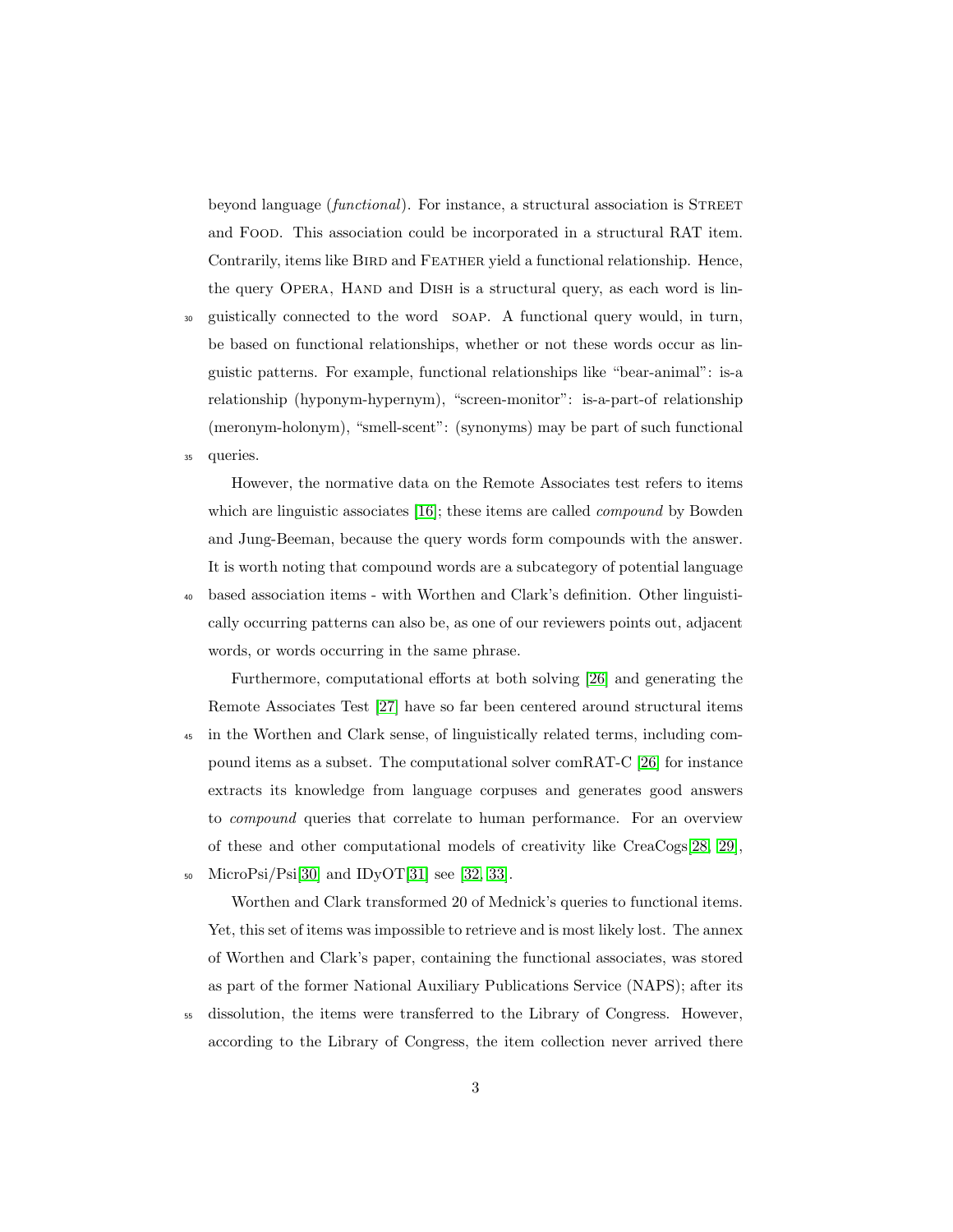beyond language (*functional*). For instance, a structural association is STREET and FOOD. This association could be incorporated in a structural RAT item. Contrarily, items like BIRD and FEATHER yield a functional relationship. Hence, the query OPERA, HAND and DISH is a structural query, as each word is linguistically connected to the word SOAP. A functional query would, in turn, be based on functional relationships, whether or not these words occur as linguistic patterns. For example, functional relationships like "bear-animal": is-a relationship (hyponym-hypernym), "screen-monitor": is-a-part-of relationship (meronym-holonym), "smell-scent": (synonyms) may be part of such functional queries.

However, the normative data on the Remote Associates test refers to items which are linguistic associates [16]; these items are called *compound* by Bowden and Jung-Beeman, because the query words form compounds with the answer. It is worth noting that compound words are a subcategory of potential language based association items - with Worthen and Clark's definition. Other linguistically occurring patterns can also be, as one of our reviewers points out, adjacent words, or words occurring in the same phrase.

Furthermore, computational efforts at both solving [26] and generating the Remote Associates Test [27] have so far been centered around structural items in the Worthen and Clark sense, of linguistically related terms, including compound items as a subset. The computational solver comRAT-C [26] for instance extracts its knowledge from language corpuses and generates good answers to *compound* queries that correlate to human performance. For an overview of these and other computational models of creativity like CreaCogs[28, 29], MicroPsi/Psi[30] and IDyOT[31] see [32, 33].

Worthen and Clark transformed 20 of Mednick's queries to functional items. Yet, this set of items was impossible to retrieve and is most likely lost. The annex of Worthen and Clark's paper, containing the functional associates, was stored as part of the former National Auxiliary Publications Service (NAPS); after its dissolution, the items were transferred to the Library of Congress. However, according to the Library of Congress, the item collection never arrived there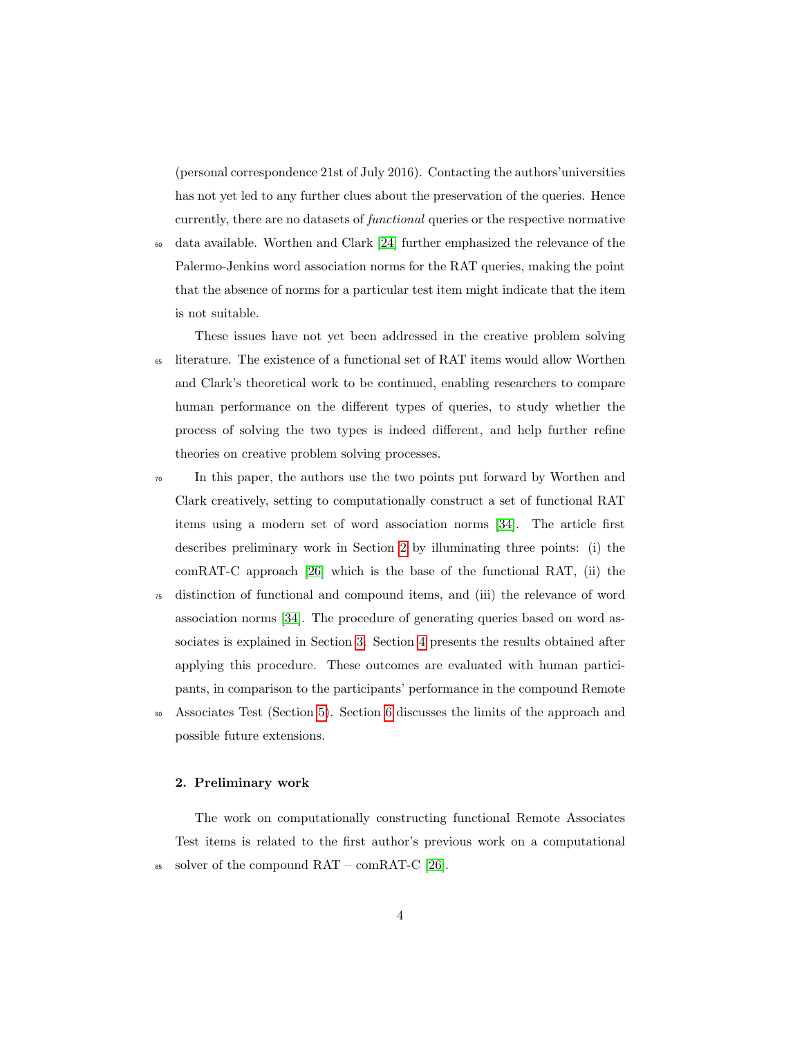(personal correspondence 21st of July 2016). Contacting the authors'universities has not yet led to any further clues about the preservation of the queries. Hence currently, there are no datasets of *functional* queries or the respective normative data available. Worthen and Clark [24] further emphasized the relevance of the Palermo-Jenkins word association norms for the RAT queries, making the point that the absence of norms for a particular test item might indicate that the item is not suitable.

These issues have not yet been addressed in the creative problem solving literature. The existence of a functional set of RAT items would allow Worthen and Clark's theoretical work to be continued, enabling researchers to compare human performance on the different types of queries, to study whether the process of solving the two types is indeed different, and help further refine theories on creative problem solving processes.

In this paper, the authors use the two points put forward by Worthen and Clark creatively, setting to computationally construct a set of functional RAT items using a modern set of word association norms [34]. The article first describes preliminary work in Section 2 by illuminating three points: (i) the comRAT-C approach [26] which is the base of the functional RAT, (ii) the distinction of functional and compound items, and (iii) the relevance of word association norms [34]. The procedure of generating queries based on word associates is explained in Section 3. Section 4 presents the results obtained after applying this procedure. These outcomes are evaluated with human participants, in comparison to the participants' performance in the compound Remote Associates Test (Section 5). Section 6 discusses the limits of the approach and possible future extensions.

## 2. Preliminary work

The work on computationally constructing functional Remote Associates Test items is related to the first author's previous work on a computational solver of the compound RAT – comRAT-C [26].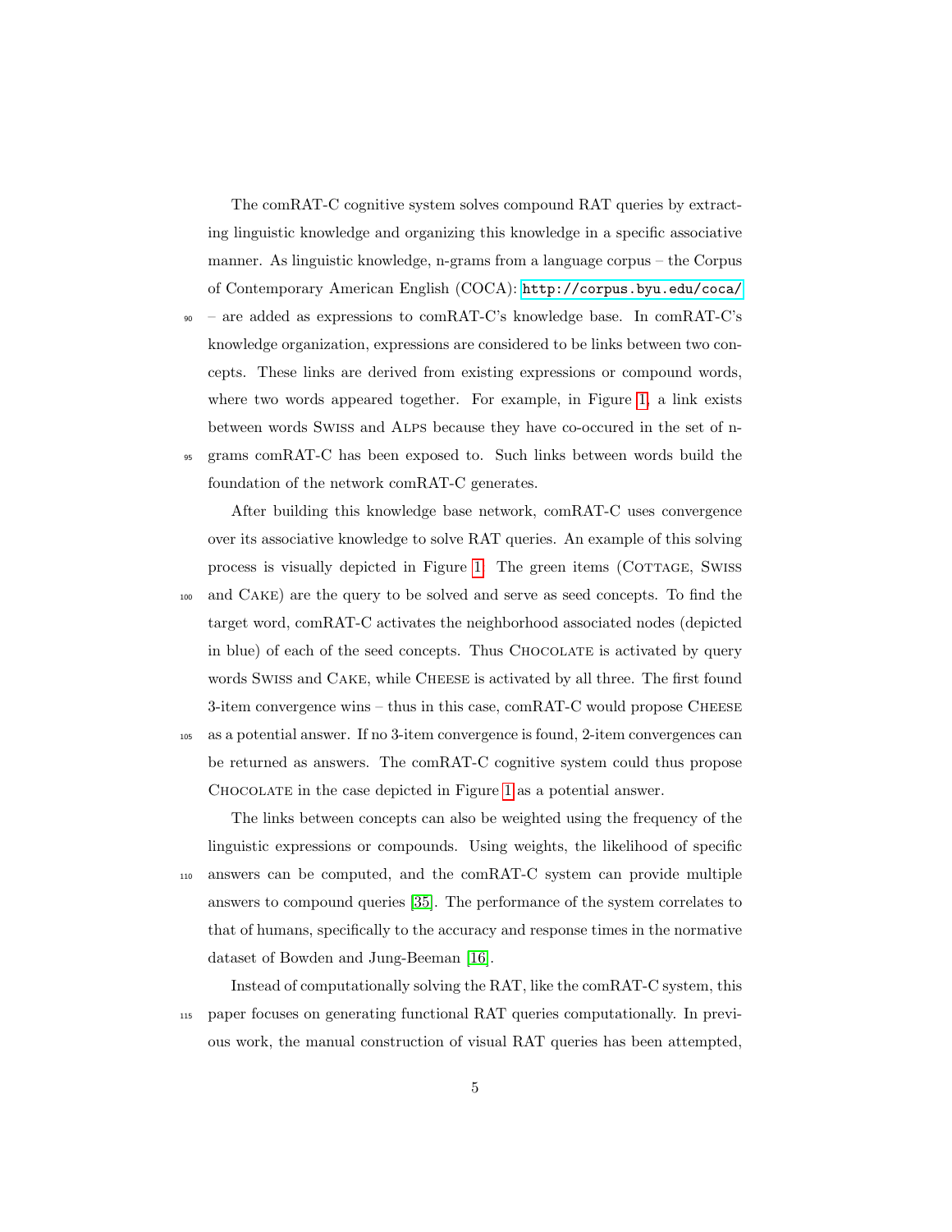The comRAT-C cognitive system solves compound RAT queries by extracting linguistic knowledge and organizing this knowledge in a specific associative manner. As linguistic knowledge, n-grams from a language corpus – the Corpus of Contemporary American English (COCA): http://corpus.byu.edu/coca/ – are added as expressions to comRAT-C's knowledge base. In comRAT-C's knowledge organization, expressions are considered to be links between two concepts. These links are derived from existing expressions or compound words, where two words appeared together. For example, in Figure 1, a link exists between words Swiss and Alps because they have co-occured in the set of n-grams comRAT-C has been exposed to. Such links between words build the foundation of the network comRAT-C generates.

After building this knowledge base network, comRAT-C uses convergence over its associative knowledge to solve RAT queries. An example of this solving process is visually depicted in Figure 1. The green items (Cottage, Swiss and Cake) are the query to be solved and serve as seed concepts. To find the target word, comRAT-C activates the neighborhood associated nodes (depicted in blue) of each of the seed concepts. Thus Chocolate is activated by query words Swiss and Cake, while Cheese is activated by all three. The first found 3-item convergence wins – thus in this case, comRAT-C would propose Cheese as a potential answer. If no 3-item convergence is found, 2-item convergences can be returned as answers. The comRAT-C cognitive system could thus propose Chocolate in the case depicted in Figure 1 as a potential answer.

The links between concepts can also be weighted using the frequency of the linguistic expressions or compounds. Using weights, the likelihood of specific answers can be computed, and the comRAT-C system can provide multiple answers to compound queries [35]. The performance of the system correlates to that of humans, specifically to the accuracy and response times in the normative dataset of Bowden and Jung-Beeman [16].

Instead of computationally solving the RAT, like the comRAT-C system, this paper focuses on generating functional RAT queries computationally. In previous work, the manual construction of visual RAT queries has been attempted,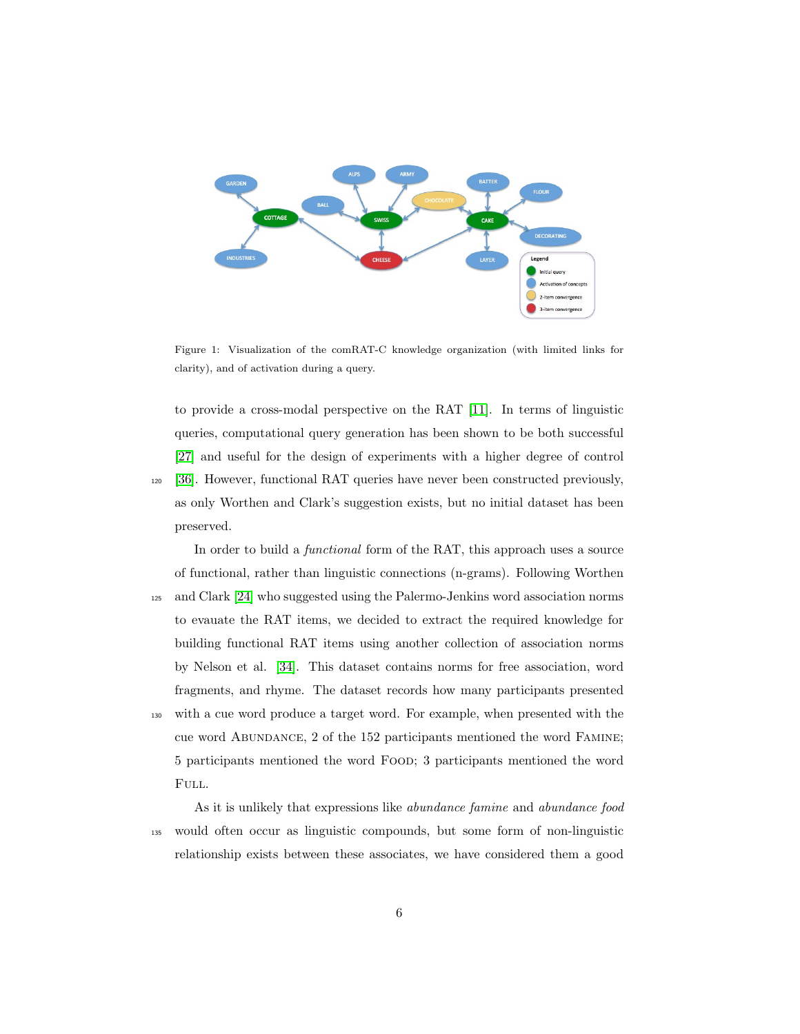Figure 1: Visualization of the comRAT-C knowledge organization (with limited links for clarity), and of activation during a query.

to provide a cross-modal perspective on the RAT [11]. In terms of linguistic queries, computational query generation has been shown to be both successful [27] and useful for the design of experiments with a higher degree of control [36]. However, functional RAT queries have never been constructed previously, as only Worthen and Clark's suggestion exists, but no initial dataset has been preserved.

In order to build a *functional* form of the RAT, this approach uses a source of functional, rather than linguistic connections (n-grams). Following Worthen and Clark [24] who suggested using the Palermo-Jenkins word association norms to evauate the RAT items, we decided to extract the required knowledge for building functional RAT items using another collection of association norms by Nelson et al. [34]. This dataset contains norms for free association, word fragments, and rhyme. The dataset records how many participants presented with a cue word produce a target word. For example, when presented with the cue word ABUNDANCE, 2 of the 152 participants mentioned the word FAMINE; 5 participants mentioned the word FOOD; 3 participants mentioned the word FULL.

As it is unlikely that expressions like *abundance famine* and *abundance food* would often occur as linguistic compounds, but some form of non-linguistic relationship exists between these associates, we have considered them a good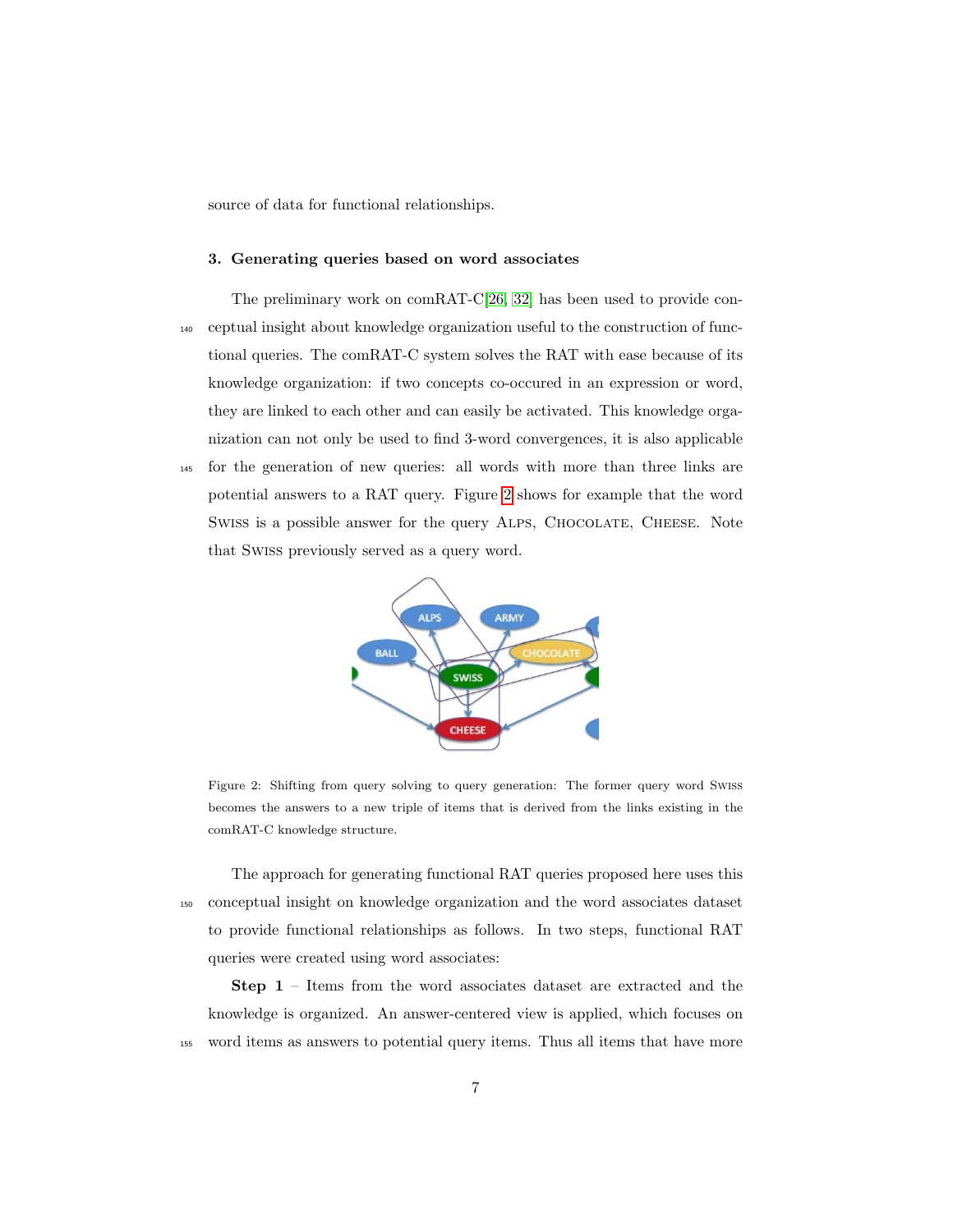source of data for functional relationships.

### 3. Generating queries based on word associates

The preliminary work on comRAT-C[26, 32] has been used to provide conceptual insight about knowledge organization useful to the construction of functional queries. The comRAT-C system solves the RAT with ease because of its knowledge organization: if two concepts co-occured in an expression or word, they are linked to each other and can easily be activated. This knowledge organization can not only be used to find 3-word convergences, it is also applicable for the generation of new queries: all words with more than three links are potential answers to a RAT query. Figure 2 shows for example that the word SWISS is a possible answer for the query ALPS, CHOCOLATE, CHEESE. Note that SWISS previously served as a query word.

Figure 2: Shifting from query solving to query generation: The former query word SWISS becomes the answers to a new triple of items that is derived from the links existing in the comRAT-C knowledge structure.

The approach for generating functional RAT queries proposed here uses this conceptual insight on knowledge organization and the word associates dataset to provide functional relationships as follows. In two steps, functional RAT queries were created using word associates:

**Step 1** – Items from the word associates dataset are extracted and the knowledge is organized. An answer-centered view is applied, which focuses on word items as answers to potential query items. Thus all items that have more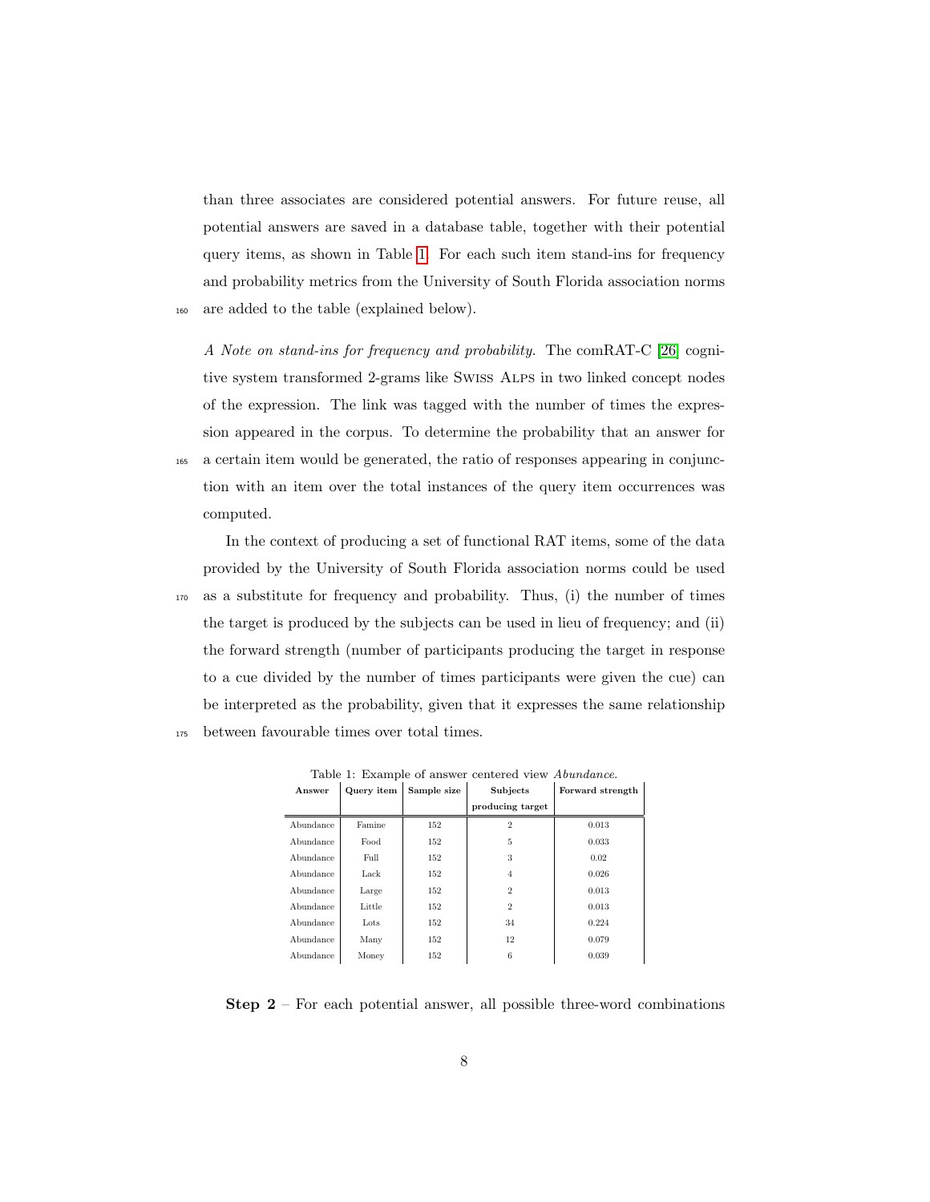than three associates are considered potential answers. For future reuse, all potential answers are saved in a database table, together with their potential query items, as shown in Table 1. For each such item stand-ins for frequency and probability metrics from the University of South Florida association norms are added to the table (explained below).

*A Note on stand-ins for frequency and probability.* The comRAT-C [26] cognitive system transformed 2-grams like Swiss Alps in two linked concept nodes of the expression. The link was tagged with the number of times the expression appeared in the corpus. To determine the probability that an answer for a certain item would be generated, the ratio of responses appearing in conjunction with an item over the total instances of the query item occurrences was computed.

In the context of producing a set of functional RAT items, some of the data provided by the University of South Florida association norms could be used as a substitute for frequency and probability. Thus, (i) the number of times the target is produced by the subjects can be used in lieu of frequency; and (ii) the forward strength (number of participants producing the target in response to a cue divided by the number of times participants were given the cue) can be interpreted as the probability, given that it expresses the same relationship between favourable times over total times.

Table 1: Example of answer centered view *Abundance*.

| Answer | Query item | Sample size | Subjects producing target | Forward strength |
|---|---|---|---|---|
| Abundance | Famine | 152 | 2 | 0.013 |
| Abundance | Food | 152 | 5 | 0.033 |
| Abundance | Full | 152 | 3 | 0.02 |
| Abundance | Lack | 152 | 4 | 0.026 |
| Abundance | Large | 152 | 2 | 0.013 |
| Abundance | Little | 152 | 2 | 0.013 |
| Abundance | Lots | 152 | 34 | 0.224 |
| Abundance | Many | 152 | 12 | 0.079 |
| Abundance | Money | 152 | 6 | 0.039 |

**Step 2** – For each potential answer, all possible three-word combinations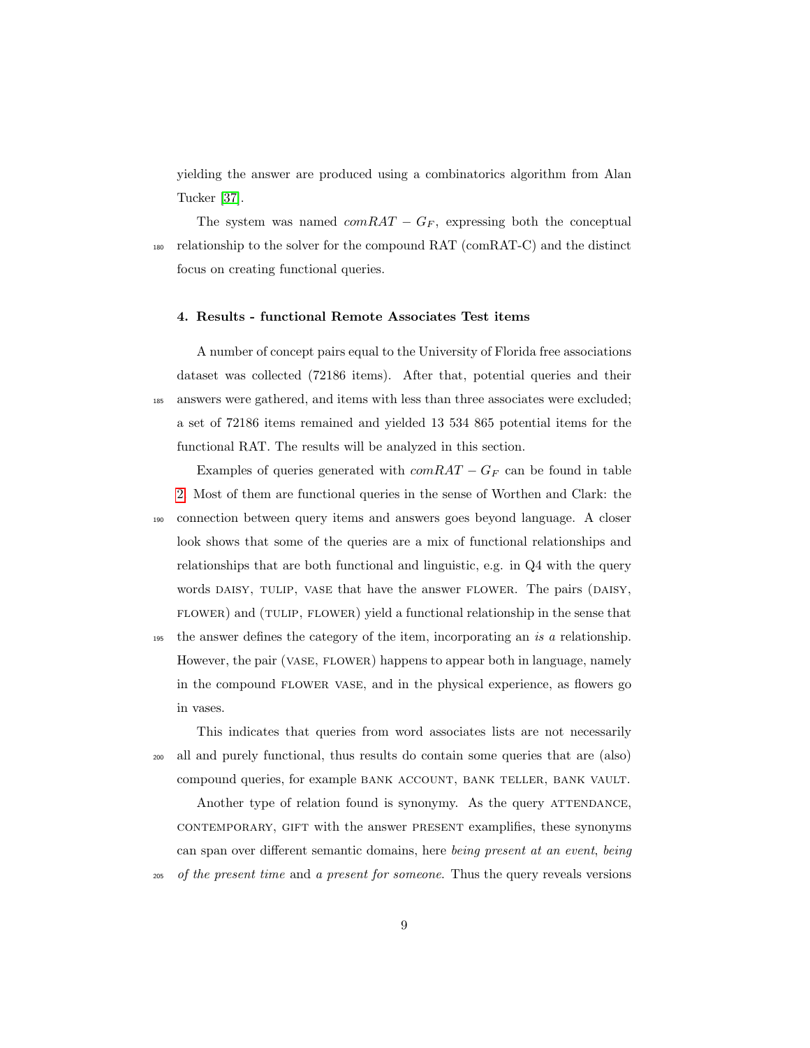yielding the answer are produced using a combinatorics algorithm from Alan Tucker [37].

The system was named $comRAT - G_F$, expressing both the conceptual relationship to the solver for the compound RAT (comRAT-C) and the distinct focus on creating functional queries.

### 4. Results - functional Remote Associates Test items

A number of concept pairs equal to the University of Florida free associations dataset was collected (72186 items). After that, potential queries and their answers were gathered, and items with less than three associates were excluded; a set of 72186 items remained and yielded 13 534 865 potential items for the functional RAT. The results will be analyzed in this section.

Examples of queries generated with $comRAT - G_F$ can be found in table 2. Most of them are functional queries in the sense of Worthen and Clark: the connection between query items and answers goes beyond language. A closer look shows that some of the queries are a mix of functional relationships and relationships that are both functional and linguistic, e.g. in Q4 with the query words DAISY, TULIP, VASE that have the answer FLOWER. The pairs (DAISY, FLOWER) and (TULIP, FLOWER) yield a functional relationship in the sense that the answer defines the category of the item, incorporating an *is a* relationship. However, the pair (VASE, FLOWER) happens to appear both in language, namely in the compound FLOWER VASE, and in the physical experience, as flowers go in vases.

This indicates that queries from word associates lists are not necessarily all and purely functional, thus results do contain some queries that are (also) compound queries, for example BANK ACCOUNT, BANK TELLER, BANK VAULT.

Another type of relation found is synonymy. As the query ATTENDANCE, CONTEMPORARY, GIFT with the answer PRESENT examplifies, these synonyms can span over different semantic domains, here *being present at an event*, *being of the present time* and *a present for someone*. Thus the query reveals versions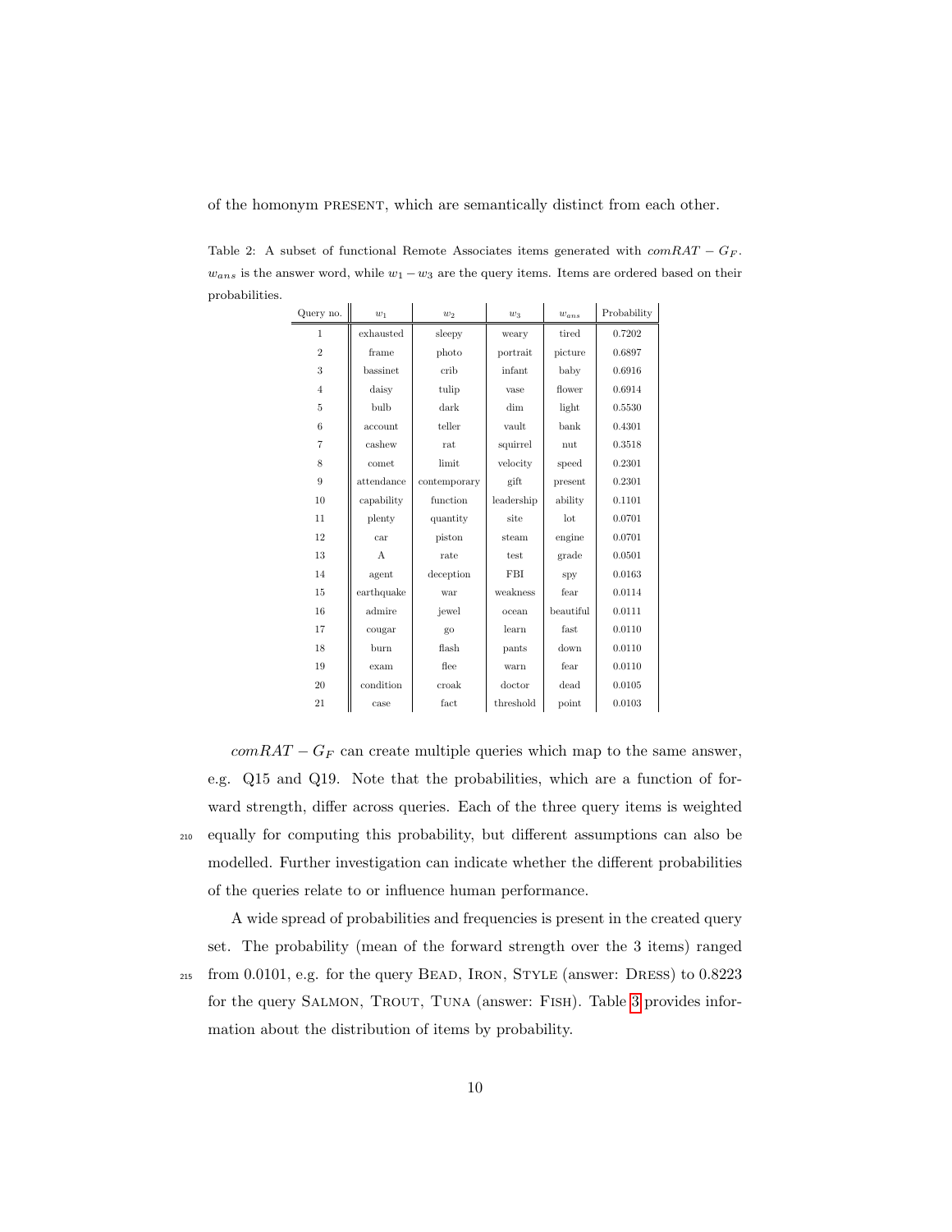of the homonym PRESENT, which are semantically distinct from each other.

Table 2: A subset of functional Remote Associates items generated with $comRAT-G_F$. $w_{ans}$ is the answer word, while $w_1-w_3$ are the query items. Items are ordered based on their probabilities.

| Query no. | $w_1$ | $w_2$ | $w_3$ | $w_{ans}$ | Probability |
|---|---|---|---|---|---|
| 1 | exhausted | sleepy | weary | tired | 0.7202 |
| 2 | frame | photo | portrait | picture | 0.6897 |
| 3 | bassinet | crib | infant | baby | 0.6916 |
| 4 | daisy | tulip | vase | flower | 0.6914 |
| 5 | bulb | dark | dim | light | 0.5530 |
| 6 | account | teller | vault | bank | 0.4301 |
| 7 | cashew | rat | squirrel | nut | 0.3518 |
| 8 | comet | limit | velocity | speed | 0.2301 |
| 9 | attendance | contemporary | gift | present | 0.2301 |
| 10 | capability | function | leadership | ability | 0.1101 |
| 11 | plenty | quantity | site | lot | 0.0701 |
| 12 | car | piston | steam | engine | 0.0701 |
| 13 | A | rate | test | grade | 0.0501 |
| 14 | agent | deception | FBI | spy | 0.0163 |
| 15 | earthquake | war | weakness | fear | 0.0114 |
| 16 | admire | jewel | ocean | beautiful | 0.0111 |
| 17 | cougar | go | learn | fast | 0.0110 |
| 18 | burn | flash | pants | down | 0.0110 |
| 19 | exam | flee | warn | fear | 0.0110 |
| 20 | condition | croak | doctor | dead | 0.0105 |
| 21 | case | fact | threshold | point | 0.0103 |

$comRAT-G_F$ can create multiple queries which map to the same answer, e.g. Q15 and Q19. Note that the probabilities, which are a function of forward strength, differ across queries. Each of the three query items is weighted equally for computing this probability, but different assumptions can also be modelled. Further investigation can indicate whether the different probabilities of the queries relate to or influence human performance.

A wide spread of probabilities and frequencies is present in the created query set. The probability (mean of the forward strength over the 3 items) ranged from 0.0101, e.g. for the query BEAD, IRON, STYLE (answer: DRESS) to 0.8223 for the query SALMON, TROUT, TUNA (answer: FISH). Table 3 provides information about the distribution of items by probability.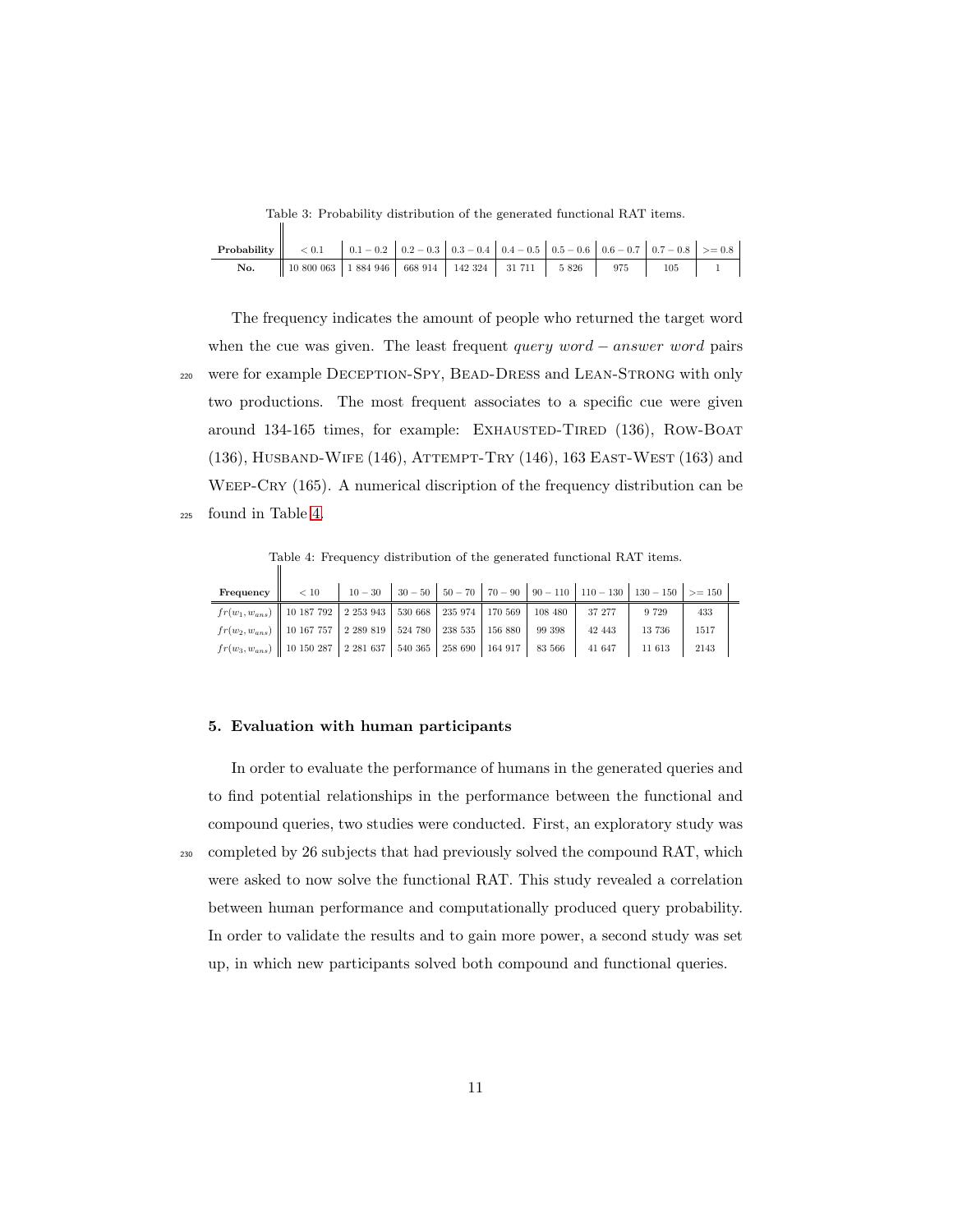Table 3: Probability distribution of the generated functional RAT items.

| **Probability** | $< 0.1$ | $0.1-0.2$ | $0.2-0.3$ | $0.3-0.4$ | $0.4-0.5$ | $0.5-0.6$ | $0.6-0.7$ | $0.7-0.8$ | $>= 0.8$ |
|---|---|---|---|---|---|---|---|---|---|
| **No.** | 10 800 063 | 1 884 946 | 668 914 | 142 324 | 31 711 | 5 826 | 975 | 105 | 1 |

The frequency indicates the amount of people who returned the target word when the cue was given. The least frequent *query word* − *answer word* pairs were for example DECEPTION-SPY, BEAD-DRESS and LEAN-STRONG with only two productions. The most frequent associates to a specific cue were given around 134-165 times, for example: EXHAUSTED-TIRED (136), ROW-BOAT (136), HUSBAND-WIFE (146), ATTEMPT-TRY (146), 163 EAST-WEST (163) and WEEP-CRY (165). A numerical discription of the frequency distribution can be found in Table 4.

Table 4: Frequency distribution of the generated functional RAT items.

| **Frequency** | $< 10$ | $10-30$ | $30-50$ | $50-70$ | $70-90$ | $90-110$ | $110-130$ | $130-150$ | $>= 150$ |
|---|---|---|---|---|---|---|---|---|---|
| $fr(w_1, w_{ans})$ | 10 187 792 | 2 253 943 | 530 668 | 235 974 | 170 569 | 108 480 | 37 277 | 9 729 | 433 |
| $fr(w_2, w_{ans})$ | 10 167 757 | 2 289 819 | 524 780 | 238 535 | 156 880 | 99 398 | 42 443 | 13 736 | 1517 |
| $fr(w_3, w_{ans})$ | 10 150 287 | 2 281 637 | 540 365 | 258 690 | 164 917 | 83 566 | 41 647 | 11 613 | 2143 |

## 5. Evaluation with human participants

In order to evaluate the performance of humans in the generated queries and to find potential relationships in the performance between the functional and compound queries, two studies were conducted. First, an exploratory study was completed by 26 subjects that had previously solved the compound RAT, which were asked to now solve the functional RAT. This study revealed a correlation between human performance and computationally produced query probability. In order to validate the results and to gain more power, a second study was set up, in which new participants solved both compound and functional queries.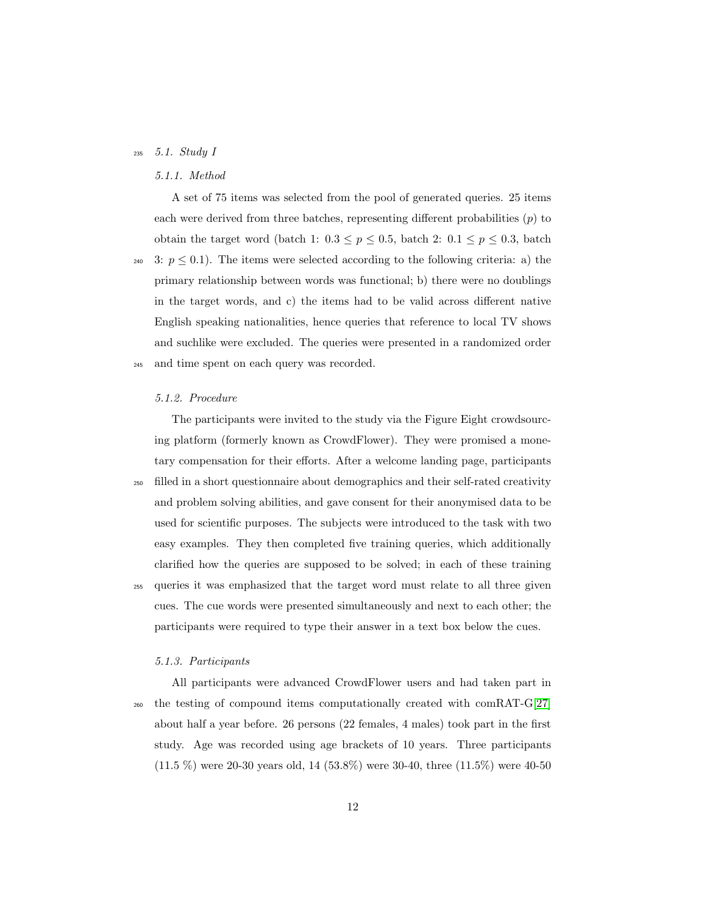### 5.1. Study I

#### 5.1.1. Method

A set of 75 items was selected from the pool of generated queries. 25 items each were derived from three batches, representing different probabilities ($p$) to obtain the target word (batch 1: $0.3 \leq p \leq 0.5$, batch 2: $0.1 \leq p \leq 0.3$, batch 3: $p \leq 0.1$). The items were selected according to the following criteria: a) the primary relationship between words was functional; b) there were no doublings in the target words, and c) the items had to be valid across different native English speaking nationalities, hence queries that reference to local TV shows and suchlike were excluded. The queries were presented in a randomized order and time spent on each query was recorded.

#### 5.1.2. Procedure

The participants were invited to the study via the Figure Eight crowdsourcing platform (formerly known as CrowdFlower). They were promised a monetary compensation for their efforts. After a welcome landing page, participants filled in a short questionnaire about demographics and their self-rated creativity and problem solving abilities, and gave consent for their anonymised data to be used for scientific purposes. The subjects were introduced to the task with two easy examples. They then completed five training queries, which additionally clarified how the queries are supposed to be solved; in each of these training queries it was emphasized that the target word must relate to all three given cues. The cue words were presented simultaneously and next to each other; the participants were required to type their answer in a text box below the cues.

#### 5.1.3. Participants

All participants were advanced CrowdFlower users and had taken part in the testing of compound items computationally created with comRAT-G[27] about half a year before. 26 persons (22 females, 4 males) took part in the first study. Age was recorded using age brackets of 10 years. Three participants (11.5 %) were 20-30 years old, 14 (53.8%) were 30-40, three (11.5%) were 40-50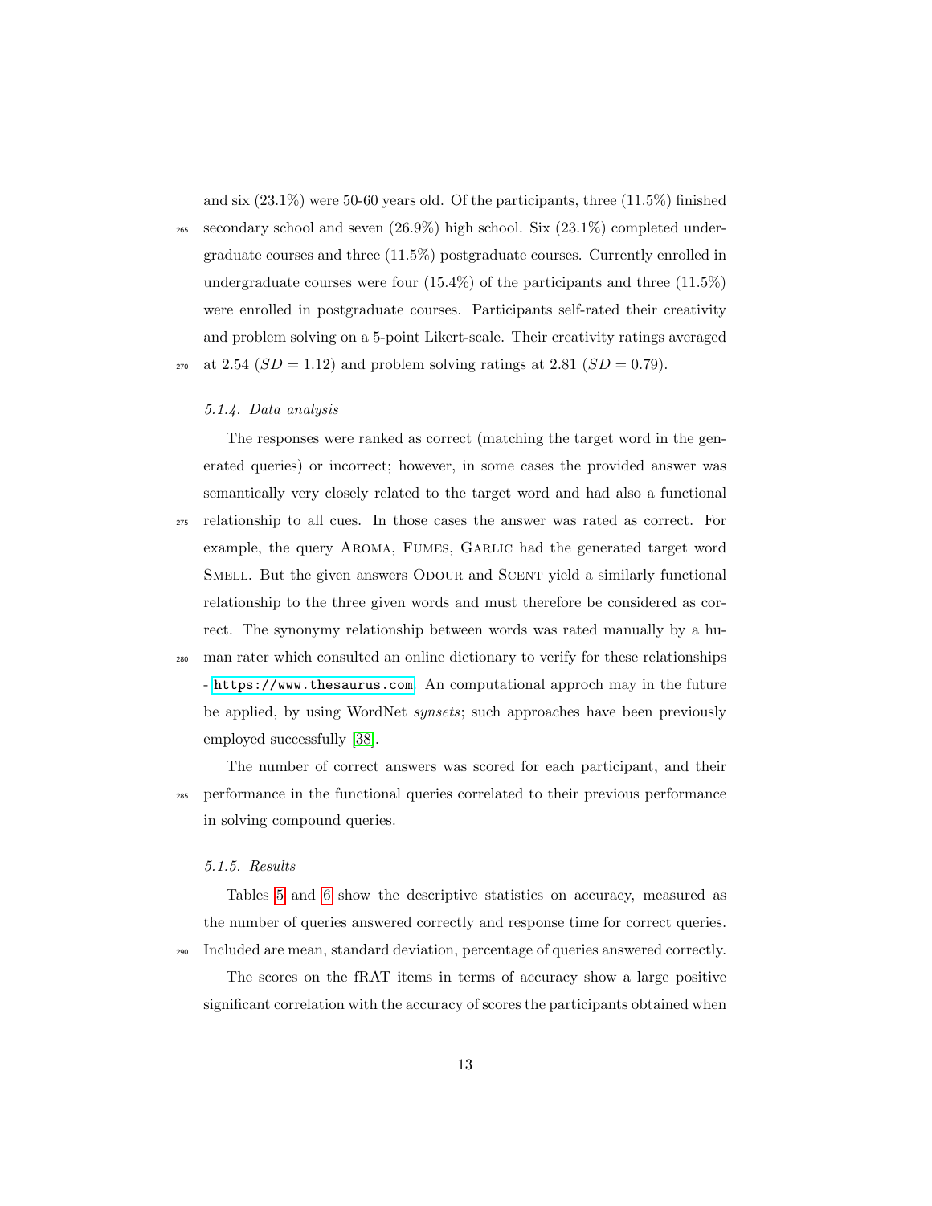and six (23.1%) were 50-60 years old. Of the participants, three (11.5%) finished secondary school and seven (26.9%) high school. Six (23.1%) completed undergraduate courses and three (11.5%) postgraduate courses. Currently enrolled in undergraduate courses were four (15.4%) of the participants and three (11.5%) were enrolled in postgraduate courses. Participants self-rated their creativity and problem solving on a 5-point Likert-scale. Their creativity ratings averaged at 2.54 ($SD = 1.12$) and problem solving ratings at 2.81 ($SD = 0.79$).

#### *5.1.4. Data analysis*

The responses were ranked as correct (matching the target word in the generated queries) or incorrect; however, in some cases the provided answer was semantically very closely related to the target word and had also a functional relationship to all cues. In those cases the answer was rated as correct. For example, the query Aroma, Fumes, Garlic had the generated target word Smell. But the given answers Odour and Scent yield a similarly functional relationship to the three given words and must therefore be considered as correct. The synonymy relationship between words was rated manually by a human rater which consulted an online dictionary to verify for these relationships - https://www.thesaurus.com. An computational approch may in the future be applied, by using WordNet *synsets*; such approaches have been previously employed successfully [38].

The number of correct answers was scored for each participant, and their performance in the functional queries correlated to their previous performance in solving compound queries.

#### *5.1.5. Results*

Tables 5 and 6 show the descriptive statistics on accuracy, measured as the number of queries answered correctly and response time for correct queries. Included are mean, standard deviation, percentage of queries answered correctly.

The scores on the fRAT items in terms of accuracy show a large positive significant correlation with the accuracy of scores the participants obtained when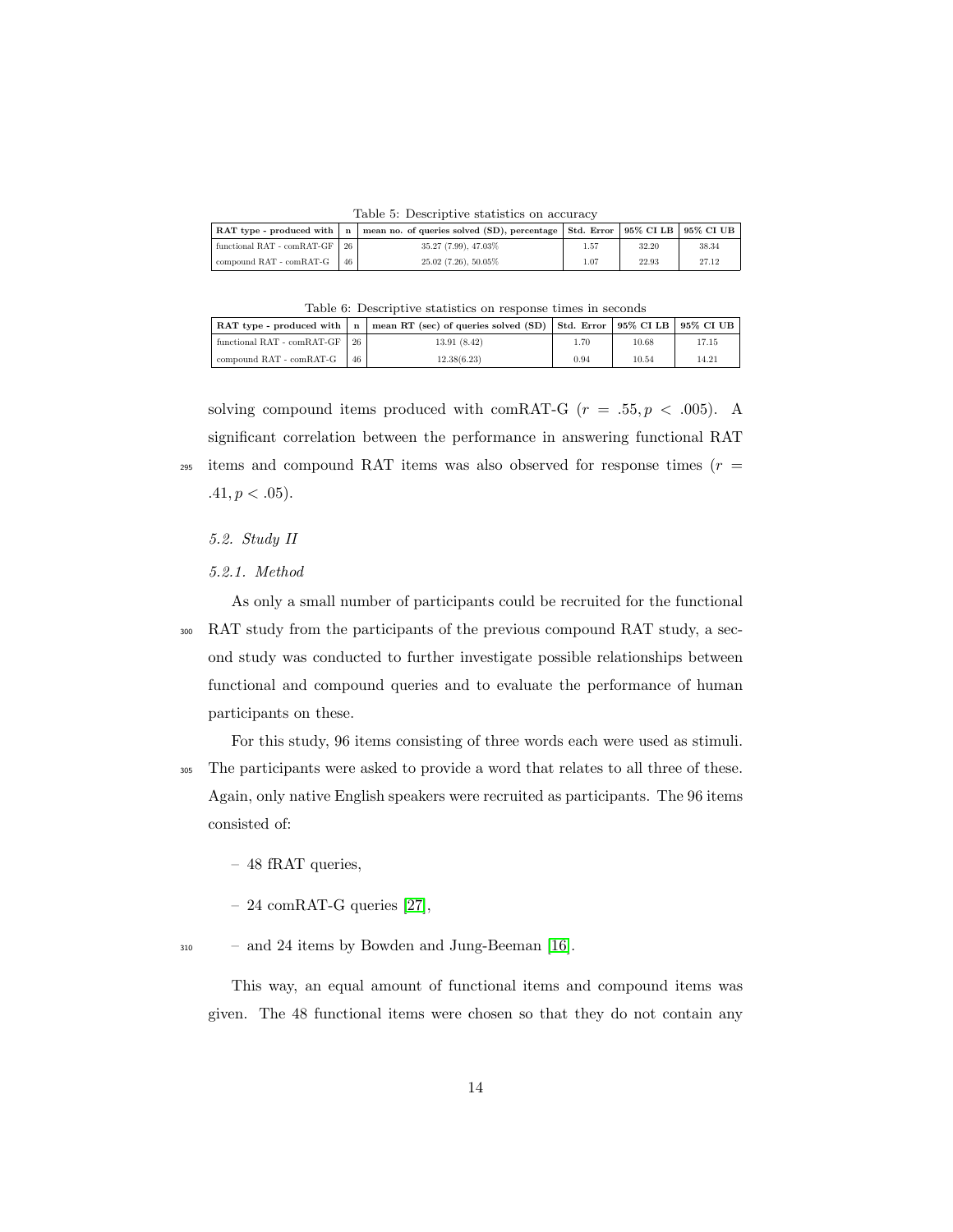Table 5: Descriptive statistics on accuracy

| RAT type - produced with | n | mean no. of queries solved (SD), percentage | Std. Error | 95% CI LB | 95% CI UB |
|---|---|---|---|---|---|
| functional RAT - comRAT-GF | 26 | 35.27 (7.99), 47.03% | 1.57 | 32.20 | 38.34 |
| compound RAT - comRAT-G | 46 | 25.02 (7.26), 50.05% | 1.07 | 22.93 | 27.12 |

Table 6: Descriptive statistics on response times in seconds

| RAT type - produced with | n | mean RT (sec) of queries solved (SD) | Std. Error | 95% CI LB | 95% CI UB |
|---|---|---|---|---|---|
| functional RAT - comRAT-GF | 26 | 13.91 (8.42) | 1.70 | 10.68 | 17.15 |
| compound RAT - comRAT-G | 46 | 12.38(6.23) | 0.94 | 10.54 | 14.21 |

solving compound items produced with comRAT-G ($r = .55, p < .005$). A significant correlation between the performance in answering functional RAT items and compound RAT items was also observed for response times ($r = .41, p < .05$).

### 5.2. Study II

#### 5.2.1. Method

As only a small number of participants could be recruited for the functional RAT study from the participants of the previous compound RAT study, a second study was conducted to further investigate possible relationships between functional and compound queries and to evaluate the performance of human participants on these.

For this study, 96 items consisting of three words each were used as stimuli. The participants were asked to provide a word that relates to all three of these. Again, only native English speakers were recruited as participants. The 96 items consisted of:

- 48 fRAT queries,
- 24 comRAT-G queries [27],
- and 24 items by Bowden and Jung-Beeman [16].

This way, an equal amount of functional items and compound items was given. The 48 functional items were chosen so that they do not contain any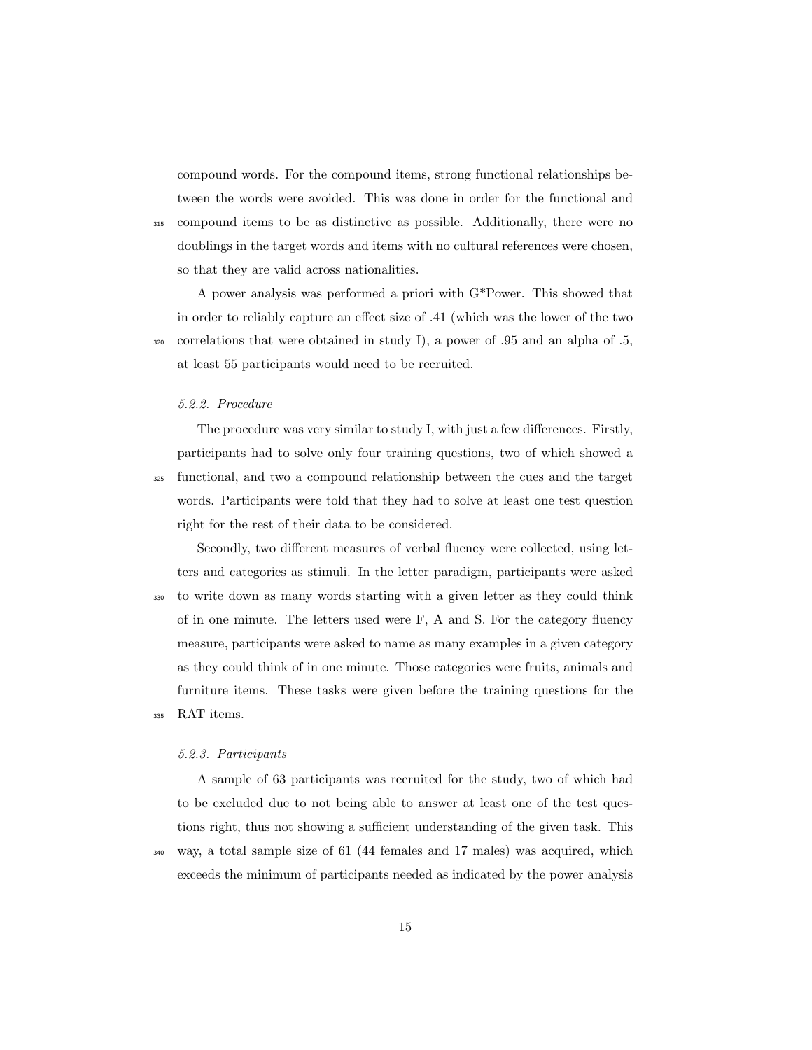compound words. For the compound items, strong functional relationships between the words were avoided. This was done in order for the functional and compound items to be as distinctive as possible. Additionally, there were no doublings in the target words and items with no cultural references were chosen, so that they are valid across nationalities.

A power analysis was performed a priori with G*Power. This showed that in order to reliably capture an effect size of .41 (which was the lower of the two correlations that were obtained in study I), a power of .95 and an alpha of .5, at least 55 participants would need to be recruited.

#### *5.2.2. Procedure*

The procedure was very similar to study I, with just a few differences. Firstly, participants had to solve only four training questions, two of which showed a functional, and two a compound relationship between the cues and the target words. Participants were told that they had to solve at least one test question right for the rest of their data to be considered.

Secondly, two different measures of verbal fluency were collected, using letters and categories as stimuli. In the letter paradigm, participants were asked to write down as many words starting with a given letter as they could think of in one minute. The letters used were F, A and S. For the category fluency measure, participants were asked to name as many examples in a given category as they could think of in one minute. Those categories were fruits, animals and furniture items. These tasks were given before the training questions for the RAT items.

#### *5.2.3. Participants*

A sample of 63 participants was recruited for the study, two of which had to be excluded due to not being able to answer at least one of the test questions right, thus not showing a sufficient understanding of the given task. This way, a total sample size of 61 (44 females and 17 males) was acquired, which exceeds the minimum of participants needed as indicated by the power analysis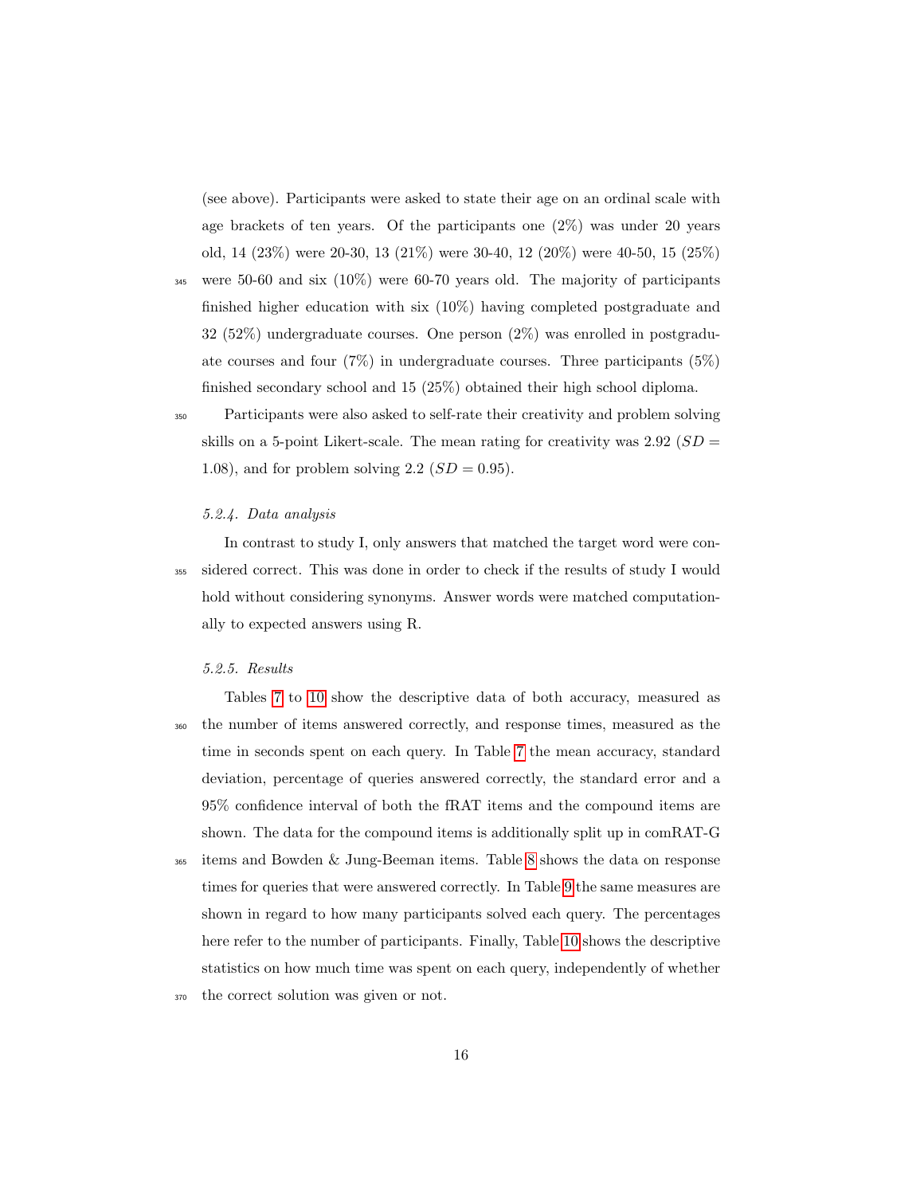(see above). Participants were asked to state their age on an ordinal scale with age brackets of ten years. Of the participants one (2%) was under 20 years old, 14 (23%) were 20-30, 13 (21%) were 30-40, 12 (20%) were 40-50, 15 (25%) were 50-60 and six (10%) were 60-70 years old. The majority of participants finished higher education with six (10%) having completed postgraduate and 32 (52%) undergraduate courses. One person (2%) was enrolled in postgraduate courses and four (7%) in undergraduate courses. Three participants (5%) finished secondary school and 15 (25%) obtained their high school diploma.

Participants were also asked to self-rate their creativity and problem solving skills on a 5-point Likert-scale. The mean rating for creativity was 2.92 ($SD = 1.08$), and for problem solving 2.2 ($SD = 0.95$).

#### 5.2.4. Data analysis

In contrast to study I, only answers that matched the target word were considered correct. This was done in order to check if the results of study I would hold without considering synonyms. Answer words were matched computationally to expected answers using R.

#### 5.2.5. Results

Tables 7 to 10 show the descriptive data of both accuracy, measured as the number of items answered correctly, and response times, measured as the time in seconds spent on each query. In Table 7 the mean accuracy, standard deviation, percentage of queries answered correctly, the standard error and a 95% confidence interval of both the fRAT items and the compound items are shown. The data for the compound items is additionally split up in comRAT-G items and Bowden & Jung-Beeman items. Table 8 shows the data on response times for queries that were answered correctly. In Table 9 the same measures are shown in regard to how many participants solved each query. The percentages here refer to the number of participants. Finally, Table 10 shows the descriptive statistics on how much time was spent on each query, independently of whether the correct solution was given or not.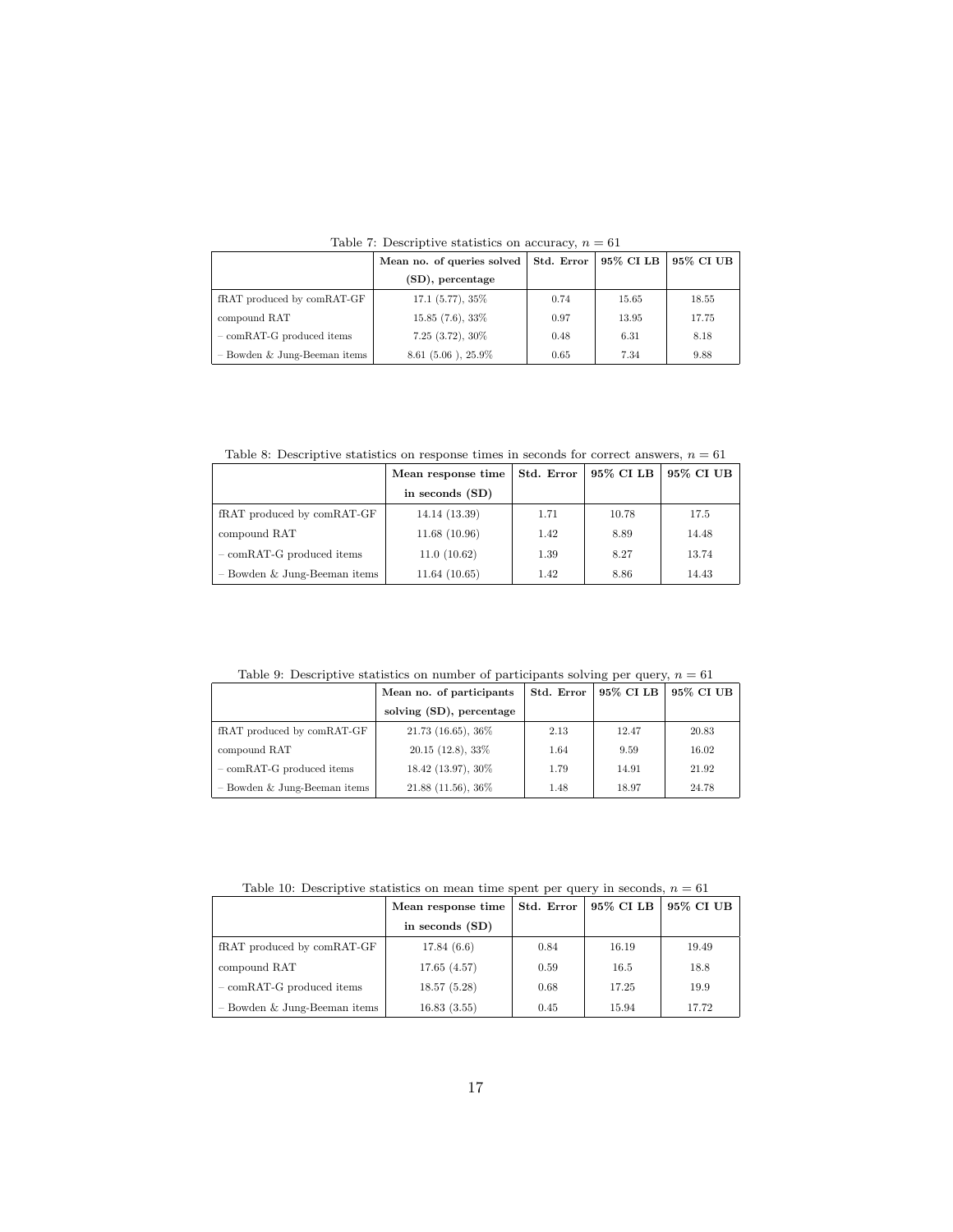Table 7: Descriptive statistics on accuracy, $n = 61$

| | **Mean no. of queries solved (SD), percentage** | **Std. Error** | **95% CI LB** | **95% CI UB** |
|---|---|---|---|---|
| fRAT produced by comRAT-GF | 17.1 (5.77), 35% | 0.74 | 15.65 | 18.55 |
| compound RAT | 15.85 (7.6), 33% | 0.97 | 13.95 | 17.75 |
| – comRAT-G produced items | 7.25 (3.72), 30% | 0.48 | 6.31 | 8.18 |
| – Bowden & Jung-Beeman items | 8.61 (5.06 ), 25.9% | 0.65 | 7.34 | 9.88 |

Table 8: Descriptive statistics on response times in seconds for correct answers, $n = 61$

| | **Mean response time in seconds (SD)** | **Std. Error** | **95% CI LB** | **95% CI UB** |
|---|---|---|---|---|
| fRAT produced by comRAT-GF | 14.14 (13.39) | 1.71 | 10.78 | 17.5 |
| compound RAT | 11.68 (10.96) | 1.42 | 8.89 | 14.48 |
| – comRAT-G produced items | 11.0 (10.62) | 1.39 | 8.27 | 13.74 |
| – Bowden & Jung-Beeman items | 11.64 (10.65) | 1.42 | 8.86 | 14.43 |

Table 9: Descriptive statistics on number of participants solving per query, $n = 61$

| | **Mean no. of participants solving (SD), percentage** | **Std. Error** | **95% CI LB** | **95% CI UB** |
|---|---|---|---|---|
| fRAT produced by comRAT-GF | 21.73 (16.65), 36% | 2.13 | 12.47 | 20.83 |
| compound RAT | 20.15 (12.8), 33% | 1.64 | 9.59 | 16.02 |
| – comRAT-G produced items | 18.42 (13.97), 30% | 1.79 | 14.91 | 21.92 |
| – Bowden & Jung-Beeman items | 21.88 (11.56), 36% | 1.48 | 18.97 | 24.78 |

Table 10: Descriptive statistics on mean time spent per query in seconds, $n = 61$

| | **Mean response time in seconds (SD)** | **Std. Error** | **95% CI LB** | **95% CI UB** |
|---|---|---|---|---|
| fRAT produced by comRAT-GF | 17.84 (6.6) | 0.84 | 16.19 | 19.49 |
| compound RAT | 17.65 (4.57) | 0.59 | 16.5 | 18.8 |
| – comRAT-G produced items | 18.57 (5.28) | 0.68 | 17.25 | 19.9 |
| – Bowden & Jung-Beeman items | 16.83 (3.55) | 0.45 | 15.94 | 17.72 |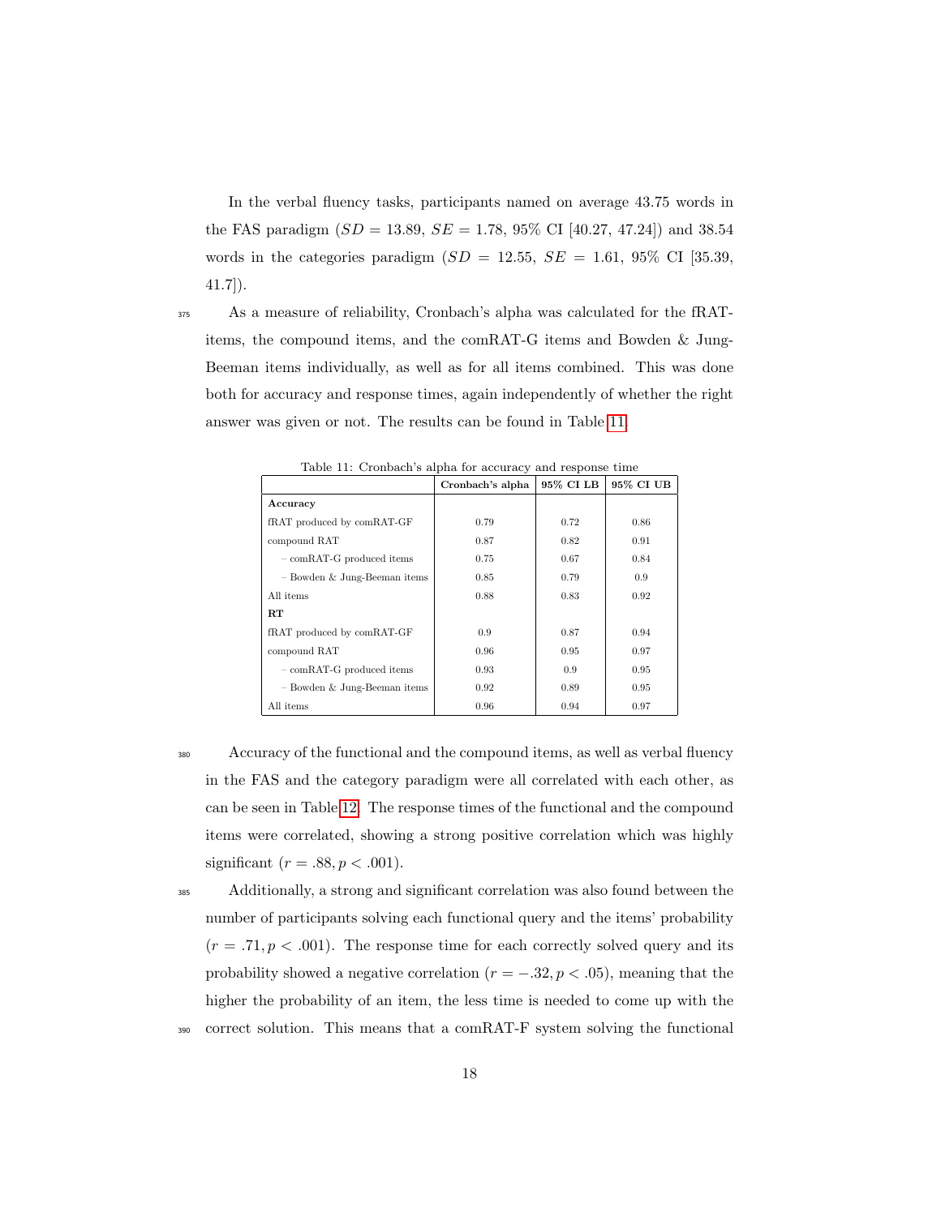In the verbal fluency tasks, participants named on average 43.75 words in the FAS paradigm ($SD$ = 13.89, $SE$ = 1.78, 95% CI [40.27, 47.24]) and 38.54 words in the categories paradigm ($SD$ = 12.55, $SE$ = 1.61, 95% CI [35.39, 41.7]).

As a measure of reliability, Cronbach's alpha was calculated for the fRAT-items, the compound items, and the comRAT-G items and Bowden & Jung-Beeman items individually, as well as for all items combined. This was done both for accuracy and response times, again independently of whether the right answer was given or not. The results can be found in Table 11.

Table 11: Cronbach's alpha for accuracy and response time

| | Cronbach's alpha | 95% CI LB | 95% CI UB |
|---|---|---|---|
| **Accuracy** | | | |
| fRAT produced by comRAT-GF | 0.79 | 0.72 | 0.86 |
| compound RAT | 0.87 | 0.82 | 0.91 |
| – comRAT-G produced items | 0.75 | 0.67 | 0.84 |
| – Bowden & Jung-Beeman items | 0.85 | 0.79 | 0.9 |
| All items | 0.88 | 0.83 | 0.92 |
| **RT** | | | |
| fRAT produced by comRAT-GF | 0.9 | 0.87 | 0.94 |
| compound RAT | 0.96 | 0.95 | 0.97 |
| – comRAT-G produced items | 0.93 | 0.9 | 0.95 |
| – Bowden & Jung-Beeman items | 0.92 | 0.89 | 0.95 |
| All items | 0.96 | 0.94 | 0.97 |

Accuracy of the functional and the compound items, as well as verbal fluency in the FAS and the category paradigm were all correlated with each other, as can be seen in Table 12. The response times of the functional and the compound items were correlated, showing a strong positive correlation which was highly significant ($r = .88, p < .001$).

Additionally, a strong and significant correlation was also found between the number of participants solving each functional query and the items' probability ($r = .71, p < .001$). The response time for each correctly solved query and its probability showed a negative correlation ($r = -.32, p < .05$), meaning that the higher the probability of an item, the less time is needed to come up with the correct solution. This means that a comRAT-F system solving the functional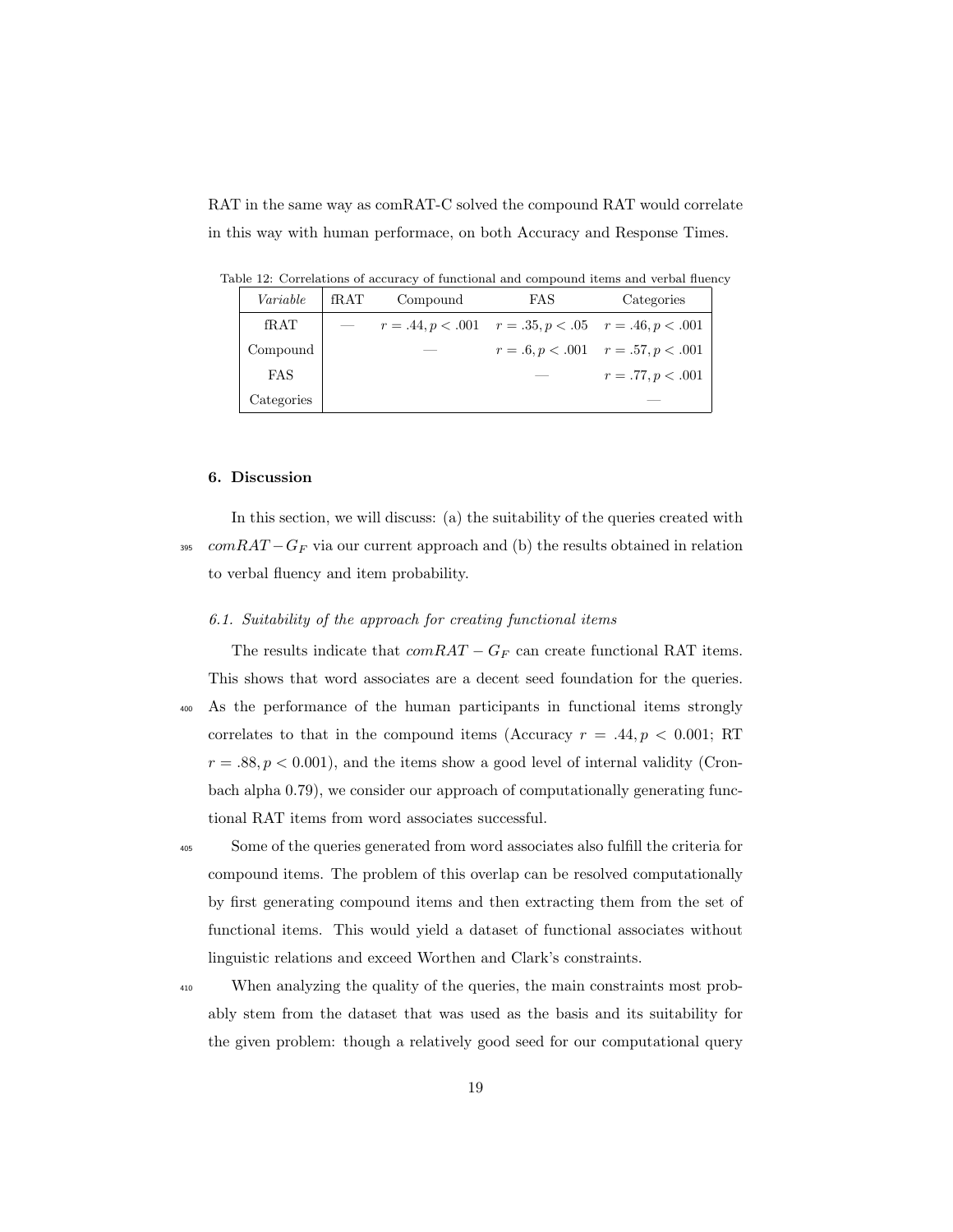RAT in the same way as comRAT-C solved the compound RAT would correlate in this way with human performace, on both Accuracy and Response Times.

Table 12: Correlations of accuracy of functional and compound items and verbal fluency

| *Variable* | fRAT | Compound | FAS | Categories |
|---|---|---|---|---|
| fRAT | — | $r = .44, p < .001$ | $r = .35, p < .05$ | $r = .46, p < .001$ |
| Compound | | — | $r = .6, p < .001$ | $r = .57, p < .001$ |
| FAS | | | — | $r = .77, p < .001$ |
| Categories | | | | — |

## 6. Discussion

In this section, we will discuss: (a) the suitability of the queries created with $comRAT - G_F$ via our current approach and (b) the results obtained in relation to verbal fluency and item probability.

### 6.1. Suitability of the approach for creating functional items

The results indicate that $comRAT - G_F$ can create functional RAT items. This shows that word associates are a decent seed foundation for the queries. As the performance of the human participants in functional items strongly correlates to that in the compound items (Accuracy $r = .44, p < 0.001$; RT $r = .88, p < 0.001$), and the items show a good level of internal validity (Cronbach alpha 0.79), we consider our approach of computationally generating functional RAT items from word associates successful.

Some of the queries generated from word associates also fulfill the criteria for compound items. The problem of this overlap can be resolved computationally by first generating compound items and then extracting them from the set of functional items. This would yield a dataset of functional associates without linguistic relations and exceed Worthen and Clark's constraints.

When analyzing the quality of the queries, the main constraints most probably stem from the dataset that was used as the basis and its suitability for the given problem: though a relatively good seed for our computational query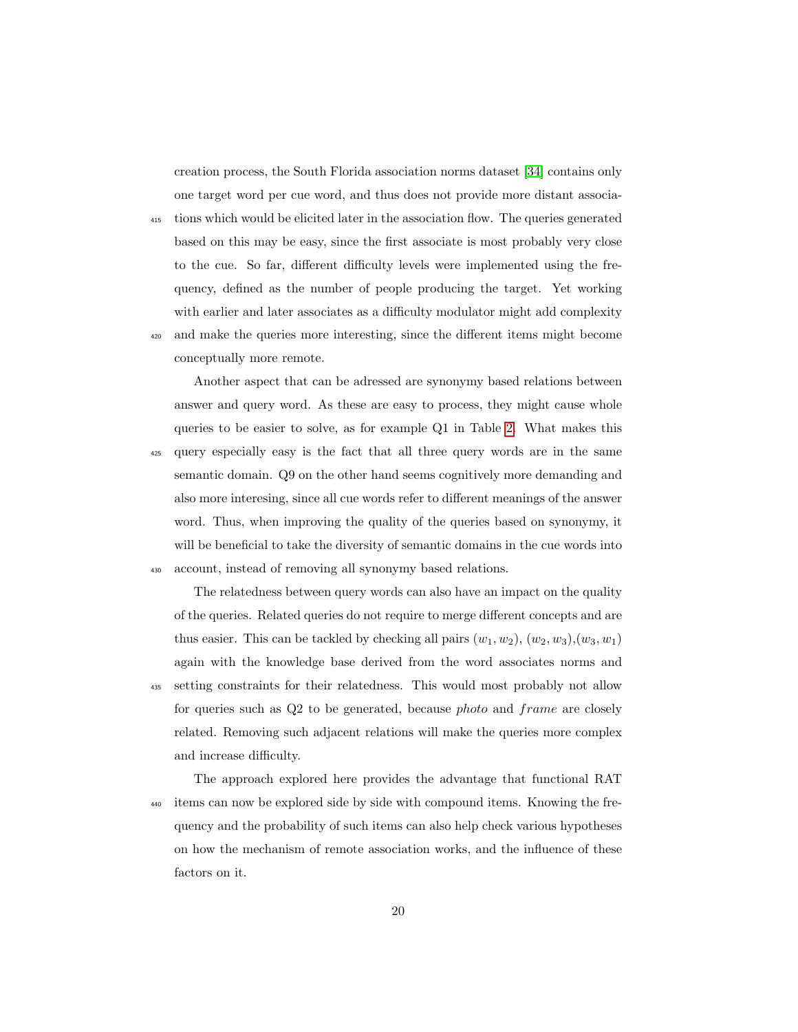creation process, the South Florida association norms dataset [34] contains only one target word per cue word, and thus does not provide more distant associations which would be elicited later in the association flow. The queries generated based on this may be easy, since the first associate is most probably very close to the cue. So far, different difficulty levels were implemented using the frequency, defined as the number of people producing the target. Yet working with earlier and later associates as a difficulty modulator might add complexity and make the queries more interesting, since the different items might become conceptually more remote.

Another aspect that can be adressed are synonymy based relations between answer and query word. As these are easy to process, they might cause whole queries to be easier to solve, as for example Q1 in Table 2. What makes this query especially easy is the fact that all three query words are in the same semantic domain. Q9 on the other hand seems cognitively more demanding and also more interesing, since all cue words refer to different meanings of the answer word. Thus, when improving the quality of the queries based on synonymy, it will be beneficial to take the diversity of semantic domains in the cue words into account, instead of removing all synonymy based relations.

The relatedness between query words can also have an impact on the quality of the queries. Related queries do not require to merge different concepts and are thus easier. This can be tackled by checking all pairs $(w_1, w_2)$, $(w_2, w_3)$,$(w_3, w_1)$ again with the knowledge base derived from the word associates norms and setting constraints for their relatedness. This would most probably not allow for queries such as Q2 to be generated, because *photo* and $frame$ are closely related. Removing such adjacent relations will make the queries more complex and increase difficulty.

The approach explored here provides the advantage that functional RAT items can now be explored side by side with compound items. Knowing the frequency and the probability of such items can also help check various hypotheses on how the mechanism of remote association works, and the influence of these factors on it.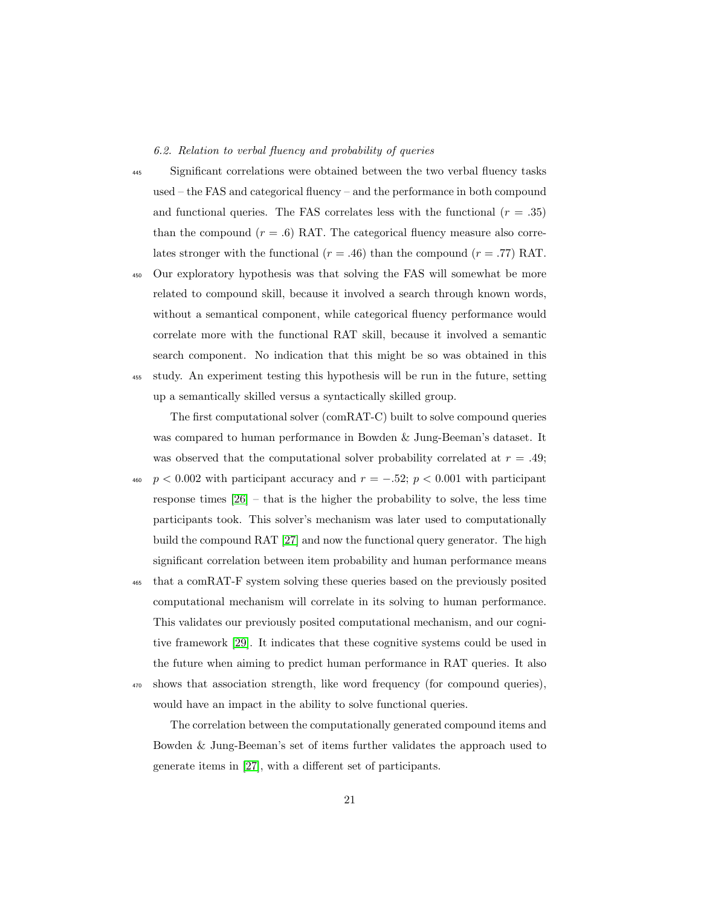*6.2. Relation to verbal fluency and probability of queries*

Significant correlations were obtained between the two verbal fluency tasks used – the FAS and categorical fluency – and the performance in both compound and functional queries. The FAS correlates less with the functional ($r = .35$) than the compound ($r = .6$) RAT. The categorical fluency measure also correlates stronger with the functional ($r = .46$) than the compound ($r = .77$) RAT. Our exploratory hypothesis was that solving the FAS will somewhat be more related to compound skill, because it involved a search through known words, without a semantical component, while categorical fluency performance would correlate more with the functional RAT skill, because it involved a semantic search component. No indication that this might be so was obtained in this study. An experiment testing this hypothesis will be run in the future, setting up a semantically skilled versus a syntactically skilled group.

The first computational solver (comRAT-C) built to solve compound queries was compared to human performance in Bowden & Jung-Beeman's dataset. It was observed that the computational solver probability correlated at $r = .49$; $p < 0.002$ with participant accuracy and $r = -.52$; $p < 0.001$ with participant response times [26] – that is the higher the probability to solve, the less time participants took. This solver's mechanism was later used to computationally build the compound RAT [27] and now the functional query generator. The high significant correlation between item probability and human performance means that a comRAT-F system solving these queries based on the previously posited computational mechanism will correlate in its solving to human performance. This validates our previously posited computational mechanism, and our cognitive framework [29]. It indicates that these cognitive systems could be used in the future when aiming to predict human performance in RAT queries. It also shows that association strength, like word frequency (for compound queries), would have an impact in the ability to solve functional queries.

The correlation between the computationally generated compound items and Bowden & Jung-Beeman's set of items further validates the approach used to generate items in [27], with a different set of participants.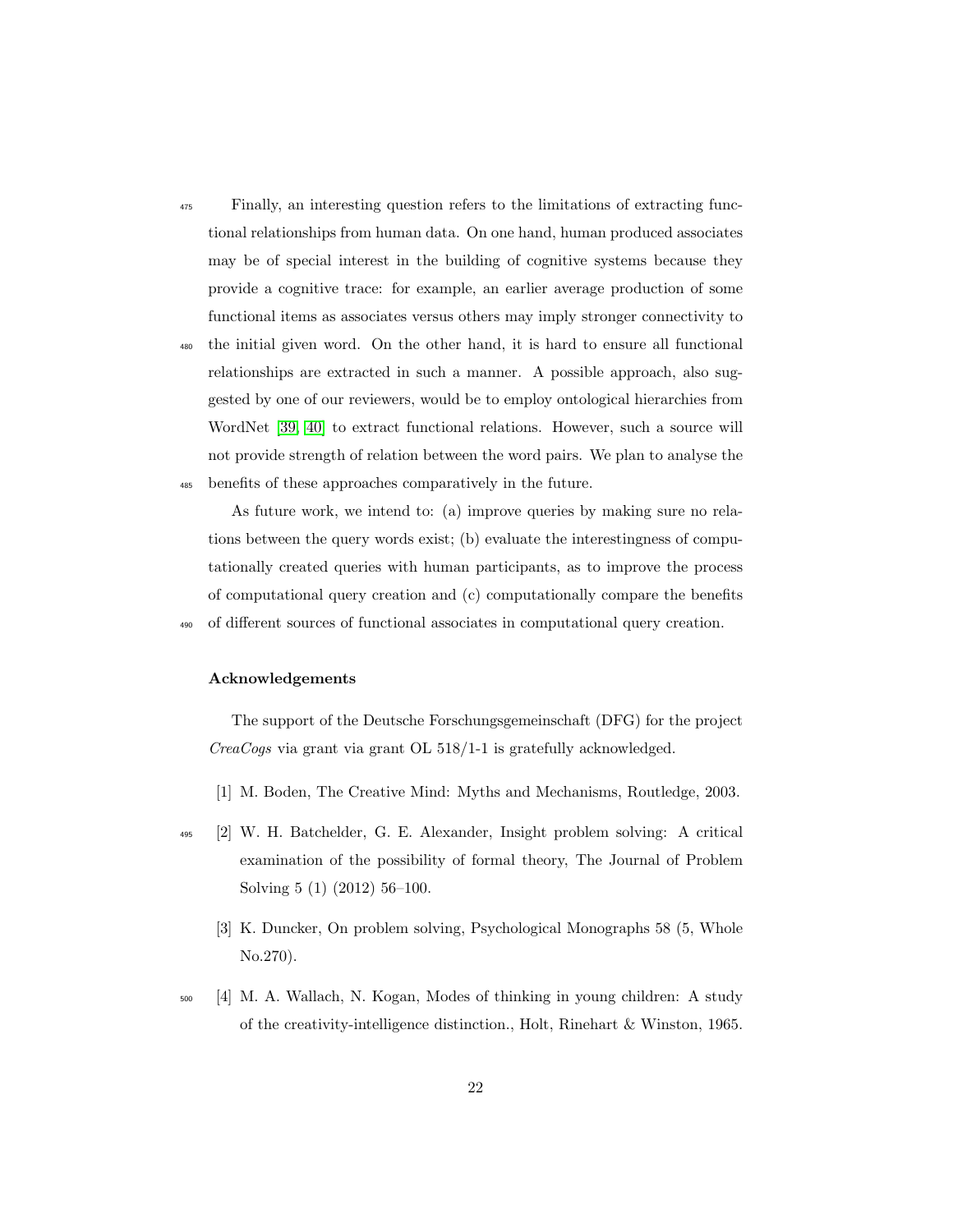Finally, an interesting question refers to the limitations of extracting functional relationships from human data. On one hand, human produced associates may be of special interest in the building of cognitive systems because they provide a cognitive trace: for example, an earlier average production of some functional items as associates versus others may imply stronger connectivity to the initial given word. On the other hand, it is hard to ensure all functional relationships are extracted in such a manner. A possible approach, also suggested by one of our reviewers, would be to employ ontological hierarchies from WordNet [39, 40] to extract functional relations. However, such a source will not provide strength of relation between the word pairs. We plan to analyse the benefits of these approaches comparatively in the future.

As future work, we intend to: (a) improve queries by making sure no relations between the query words exist; (b) evaluate the interestingness of computationally created queries with human participants, as to improve the process of computational query creation and (c) computationally compare the benefits of different sources of functional associates in computational query creation.

#### Acknowledgements

The support of the Deutsche Forschungsgemeinschaft (DFG) for the project *CreaCogs* via grant via grant OL 518/1-1 is gratefully acknowledged.

[1] M. Boden, The Creative Mind: Myths and Mechanisms, Routledge, 2003.

[2] W. H. Batchelder, G. E. Alexander, Insight problem solving: A critical examination of the possibility of formal theory, The Journal of Problem Solving 5 (1) (2012) 56–100.

[3] K. Duncker, On problem solving, Psychological Monographs 58 (5, Whole No.270).

[4] M. A. Wallach, N. Kogan, Modes of thinking in young children: A study of the creativity-intelligence distinction., Holt, Rinehart & Winston, 1965.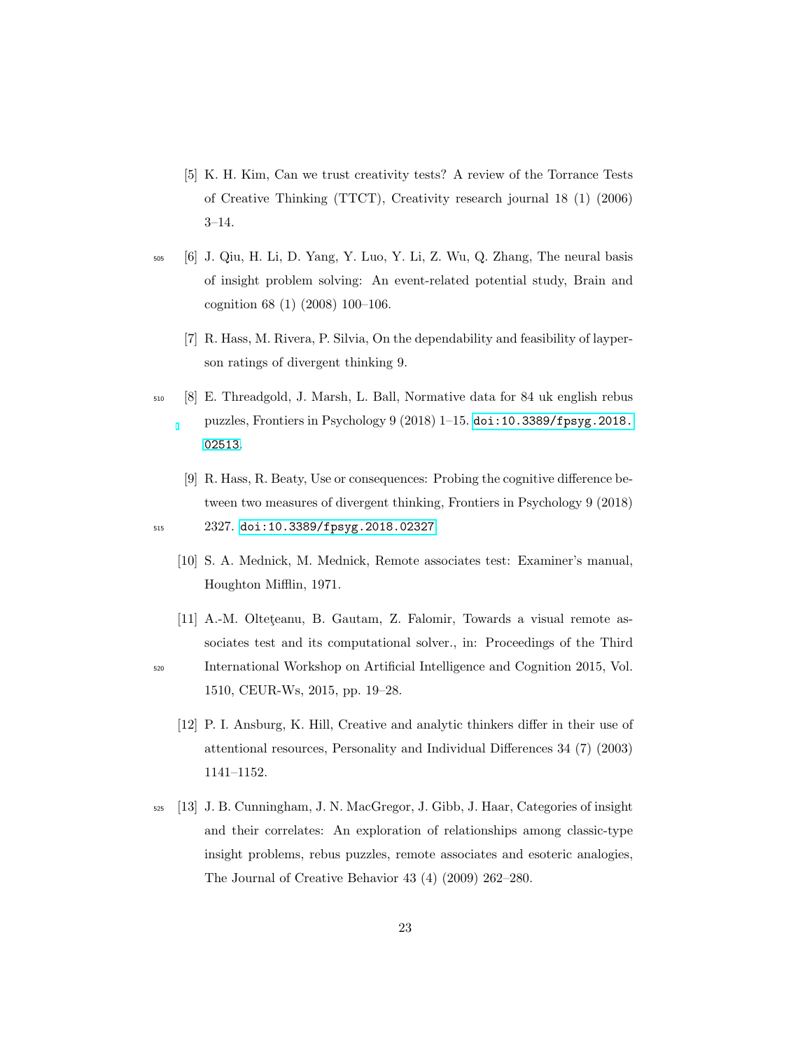[5] K. H. Kim, Can we trust creativity tests? A review of the Torrance Tests of Creative Thinking (TTCT), Creativity research journal 18 (1) (2006) 3–14.

[6] J. Qiu, H. Li, D. Yang, Y. Luo, Y. Li, Z. Wu, Q. Zhang, The neural basis of insight problem solving: An event-related potential study, Brain and cognition 68 (1) (2008) 100–106.

[7] R. Hass, M. Rivera, P. Silvia, On the dependability and feasibility of layperson ratings of divergent thinking 9.

[8] E. Threadgold, J. Marsh, L. Ball, Normative data for 84 uk english rebus puzzles, Frontiers in Psychology 9 (2018) 1–15. doi:10.3389/fpsyg.2018.02513.

[9] R. Hass, R. Beaty, Use or consequences: Probing the cognitive difference between two measures of divergent thinking, Frontiers in Psychology 9 (2018) 2327. doi:10.3389/fpsyg.2018.02327.

[10] S. A. Mednick, M. Mednick, Remote associates test: Examiner's manual, Houghton Mifflin, 1971.

[11] A.-M. Olteţeanu, B. Gautam, Z. Falomir, Towards a visual remote associates test and its computational solver., in: Proceedings of the Third International Workshop on Artificial Intelligence and Cognition 2015, Vol. 1510, CEUR-Ws, 2015, pp. 19–28.

[12] P. I. Ansburg, K. Hill, Creative and analytic thinkers differ in their use of attentional resources, Personality and Individual Differences 34 (7) (2003) 1141–1152.

[13] J. B. Cunningham, J. N. MacGregor, J. Gibb, J. Haar, Categories of insight and their correlates: An exploration of relationships among classic-type insight problems, rebus puzzles, remote associates and esoteric analogies, The Journal of Creative Behavior 43 (4) (2009) 262–280.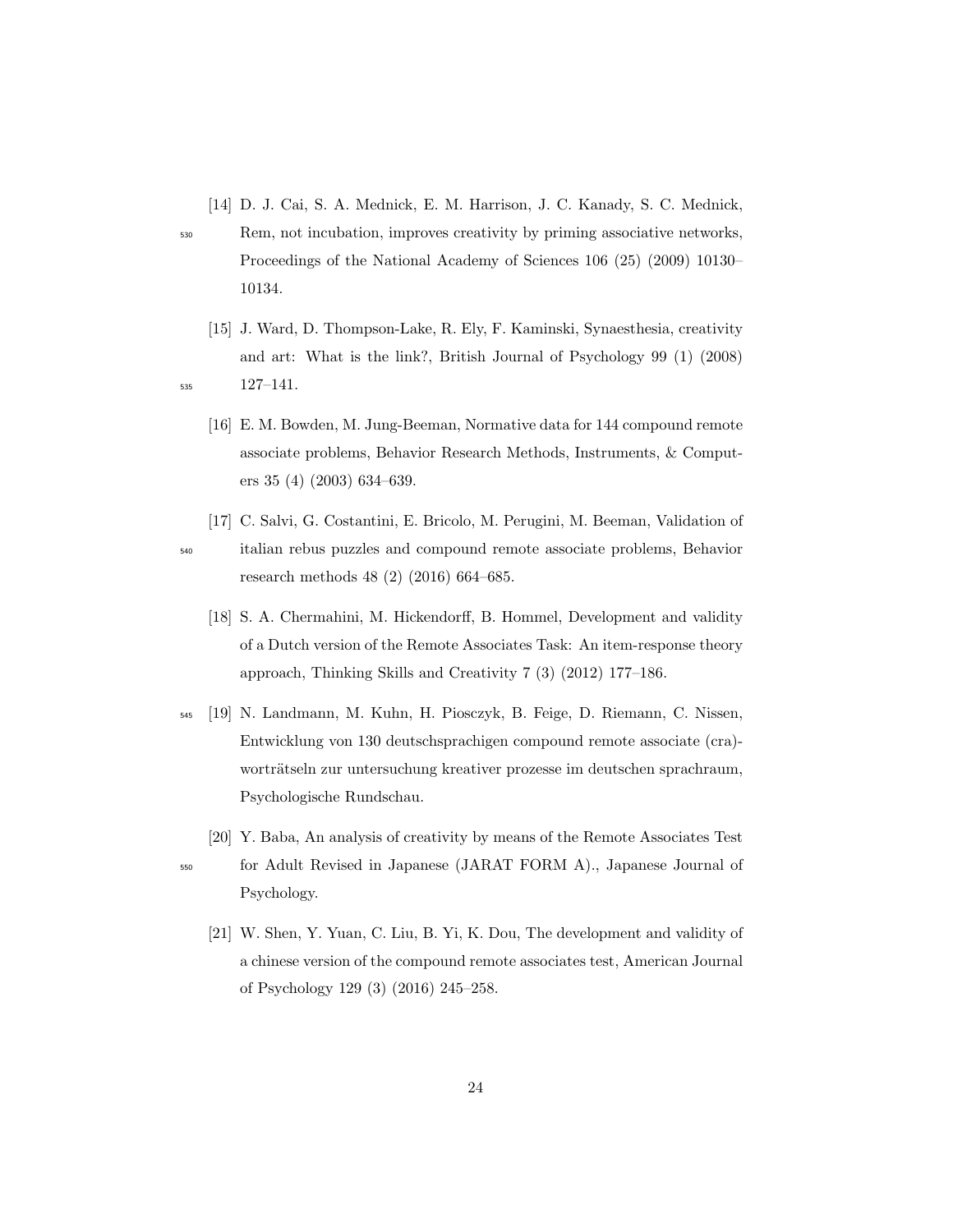[14] D. J. Cai, S. A. Mednick, E. M. Harrison, J. C. Kanady, S. C. Mednick, Rem, not incubation, improves creativity by priming associative networks, Proceedings of the National Academy of Sciences 106 (25) (2009) 10130–10134.

[15] J. Ward, D. Thompson-Lake, R. Ely, F. Kaminski, Synaesthesia, creativity and art: What is the link?, British Journal of Psychology 99 (1) (2008) 127–141.

[16] E. M. Bowden, M. Jung-Beeman, Normative data for 144 compound remote associate problems, Behavior Research Methods, Instruments, & Computers 35 (4) (2003) 634–639.

[17] C. Salvi, G. Costantini, E. Bricolo, M. Perugini, M. Beeman, Validation of italian rebus puzzles and compound remote associate problems, Behavior research methods 48 (2) (2016) 664–685.

[18] S. A. Chermahini, M. Hickendorff, B. Hommel, Development and validity of a Dutch version of the Remote Associates Task: An item-response theory approach, Thinking Skills and Creativity 7 (3) (2012) 177–186.

[19] N. Landmann, M. Kuhn, H. Piosczyk, B. Feige, D. Riemann, C. Nissen, Entwicklung von 130 deutschsprachigen compound remote associate (cra)-worträtseln zur untersuchung kreativer prozesse im deutschen sprachraum, Psychologische Rundschau.

[20] Y. Baba, An analysis of creativity by means of the Remote Associates Test for Adult Revised in Japanese (JARAT FORM A)., Japanese Journal of Psychology.

[21] W. Shen, Y. Yuan, C. Liu, B. Yi, K. Dou, The development and validity of a chinese version of the compound remote associates test, American Journal of Psychology 129 (3) (2016) 245–258.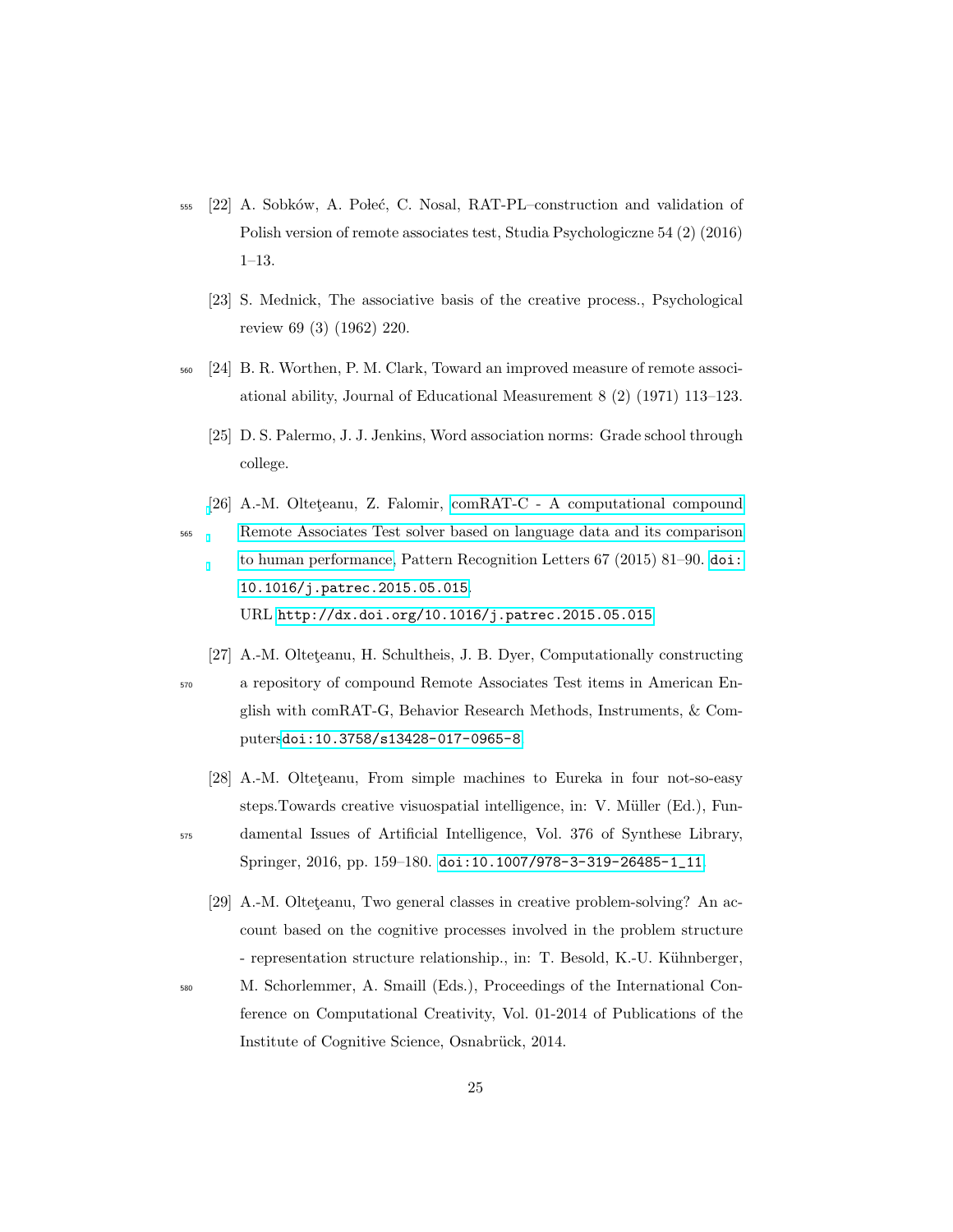[22] A. Sobków, A. Połeć, C. Nosal, RAT-PL–construction and validation of Polish version of remote associates test, Studia Psychologiczne 54 (2) (2016) 1–13.

[23] S. Mednick, The associative basis of the creative process., Psychological review 69 (3) (1962) 220.

[24] B. R. Worthen, P. M. Clark, Toward an improved measure of remote associational ability, Journal of Educational Measurement 8 (2) (1971) 113–123.

[25] D. S. Palermo, J. J. Jenkins, Word association norms: Grade school through college.

[26] A.-M. Olteţeanu, Z. Falomir, comRAT-C - A computational compound Remote Associates Test solver based on language data and its comparison to human performance, Pattern Recognition Letters 67 (2015) 81–90. doi:10.1016/j.patrec.2015.05.015.
URL http://dx.doi.org/10.1016/j.patrec.2015.05.015

[27] A.-M. Olteţeanu, H. Schultheis, J. B. Dyer, Computationally constructing a repository of compound Remote Associates Test items in American English with comRAT-G, Behavior Research Methods, Instruments, & Computersdoi:10.3758/s13428-017-0965-8.

[28] A.-M. Olteţeanu, From simple machines to Eureka in four not-so-easy steps.Towards creative visuospatial intelligence, in: V. Müller (Ed.), Fundamental Issues of Artificial Intelligence, Vol. 376 of Synthese Library, Springer, 2016, pp. 159–180. doi:10.1007/978-3-319-26485-1_11.

[29] A.-M. Olteţeanu, Two general classes in creative problem-solving? An account based on the cognitive processes involved in the problem structure - representation structure relationship., in: T. Besold, K.-U. Kühnberger, M. Schorlemmer, A. Smaill (Eds.), Proceedings of the International Conference on Computational Creativity, Vol. 01-2014 of Publications of the Institute of Cognitive Science, Osnabrück, 2014.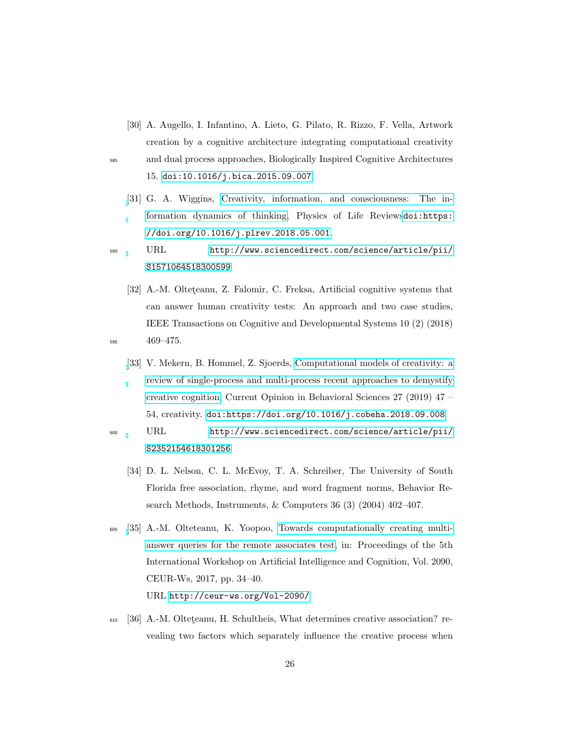[30] A. Augello, I. Infantino, A. Lieto, G. Pilato, R. Rizzo, F. Vella, Artwork creation by a cognitive architecture integrating computational creativity and dual process approaches, Biologically Inspired Cognitive Architectures 15. doi:10.1016/j.bica.2015.09.007

[31] G. A. Wiggins, Creativity, information, and consciousness: The information dynamics of thinking, Physics of Life Reviewsdoi:https://doi.org/10.1016/j.plrev.2018.05.001.
URL http://www.sciencedirect.com/science/article/pii/S1571064518300599

[32] A.-M. Olteţeanu, Z. Falomir, C. Freksa, Artificial cognitive systems that can answer human creativity tests: An approach and two case studies, IEEE Transactions on Cognitive and Developmental Systems 10 (2) (2018) 469–475.

[33] V. Mekern, B. Hommel, Z. Sjoerds, Computational models of creativity: a review of single-process and multi-process recent approaches to demystify creative cognition, Current Opinion in Behavioral Sciences 27 (2019) 47 – 54, creativity. doi:https://doi.org/10.1016/j.cobeha.2018.09.008.
URL http://www.sciencedirect.com/science/article/pii/S2352154618301256

[34] D. L. Nelson, C. L. McEvoy, T. A. Schreiber, The University of South Florida free association, rhyme, and word fragment norms, Behavior Research Methods, Instruments, & Computers 36 (3) (2004) 402–407.

[35] A.-M. Olteteanu, K. Yoopoo, Towards computationally creating multi-answer queries for the remote associates test, in: Proceedings of the 5th International Workshop on Artificial Intelligence and Cognition, Vol. 2090, CEUR-Ws, 2017, pp. 34–40.
URL http://ceur-ws.org/Vol-2090/

[36] A.-M. Olteţeanu, H. Schultheis, What determines creative association? revealing two factors which separately influence the creative process when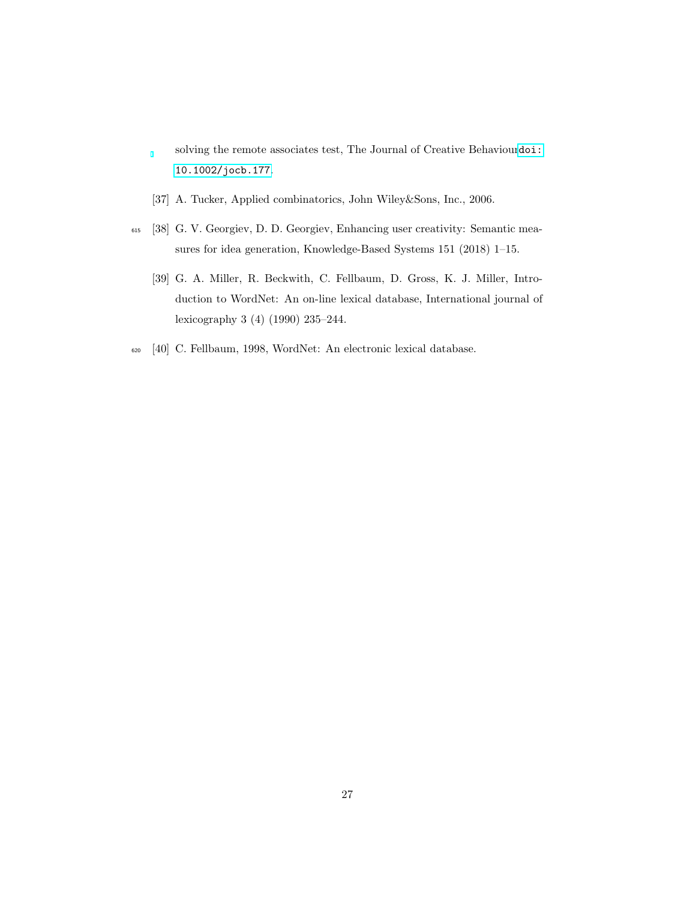solving the remote associates test, The Journal of Creative Behaviour doi: 10.1002/jocb.177.

[37] A. Tucker, Applied combinatorics, John Wiley&Sons, Inc., 2006.

[38] G. V. Georgiev, D. D. Georgiev, Enhancing user creativity: Semantic measures for idea generation, Knowledge-Based Systems 151 (2018) 1–15.

[39] G. A. Miller, R. Beckwith, C. Fellbaum, D. Gross, K. J. Miller, Introduction to WordNet: An on-line lexical database, International journal of lexicography 3 (4) (1990) 235–244.

[40] C. Fellbaum, 1998, WordNet: An electronic lexical database.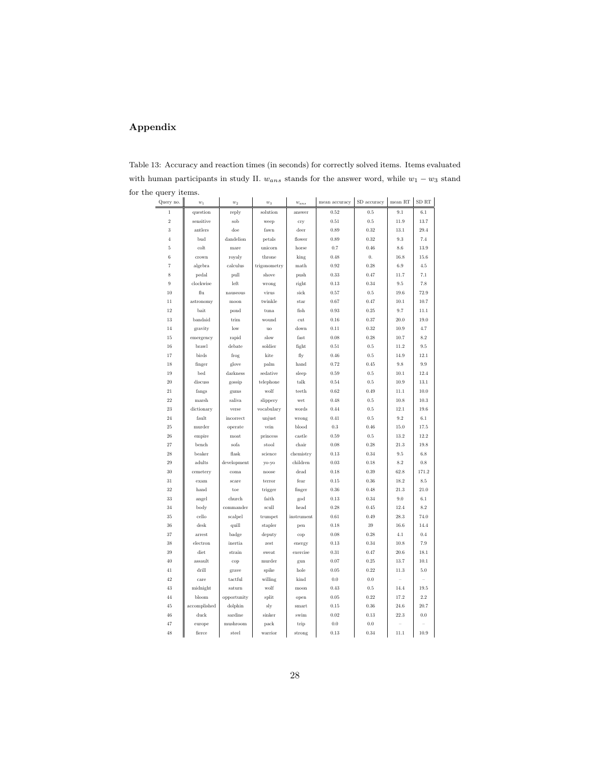# Appendix

Table 13: Accuracy and reaction times (in seconds) for correctly solved items. Items evaluated with human participants in study II. $w_{ans}$ stands for the answer word, while $w_1 - w_3$ stand for the query items.

| Query no. | $w_1$ | $w_2$ | $w_3$ | $w_{ans}$ | mean accuracy | SD accuracy | mean RT | SD RT |
|---|---|---|---|---|---|---|---|---|
| 1 | question | reply | solution | answer | 0.52 | 0.5 | 9.1 | 6.1 |
| 2 | sensitive | sob | weep | cry | 0.51 | 0.5 | 11.9 | 13.7 |
| 3 | antlers | doe | fawn | deer | 0.89 | 0.32 | 13.1 | 29.4 |
| 4 | bud | dandelion | petals | flower | 0.89 | 0.32 | 9.3 | 7.4 |
| 5 | colt | mare | unicorn | horse | 0.7 | 0.46 | 8.6 | 13.9 |
| 6 | crown | royaly | throne | king | 0.48 | 0. | 16.8 | 15.6 |
| 7 | algebra | calculus | trigonometry | math | 0.92 | 0.28 | 6.9 | 4.5 |
| 8 | pedal | pull | shove | push | 0.33 | 0.47 | 11.7 | 7.1 |
| 9 | clockwise | left | wrong | right | 0.13 | 0.34 | 9.5 | 7.8 |
| 10 | flu | nauseous | virus | sick | 0.57 | 0.5 | 19.6 | 72.9 |
| 11 | astronomy | moon | twinkle | star | 0.67 | 0.47 | 10.1 | 10.7 |
| 12 | bait | pond | tuna | fish | 0.93 | 0.25 | 9.7 | 11.1 |
| 13 | bandaid | trim | wound | cut | 0.16 | 0.37 | 20.0 | 19.0 |
| 14 | gravity | low | uo | down | 0.11 | 0.32 | 10.9 | 4.7 |
| 15 | emergency | rapid | slow | fast | 0.08 | 0.28 | 10.7 | 8.2 |
| 16 | brawl | debate | soldier | fight | 0.51 | 0.5 | 11.2 | 9.5 |
| 17 | birds | frog | kite | fly | 0.46 | 0.5 | 14.9 | 12.1 |
| 18 | finger | glove | palm | hand | 0.72 | 0.45 | 9.8 | 9.9 |
| 19 | bed | darkness | sedative | sleep | 0.59 | 0.5 | 10.1 | 12.4 |
| 20 | discuss | gossip | telephone | talk | 0.54 | 0.5 | 10.9 | 13.1 |
| 21 | fangs | gums | wolf | teeth | 0.62 | 0.49 | 11.1 | 10.0 |
| 22 | marsh | saliva | slippery | wet | 0.48 | 0.5 | 10.8 | 10.3 |
| 23 | dictionary | verse | vocabulary | words | 0.44 | 0.5 | 12.1 | 19.6 |
| 24 | fault | incorrect | unjust | wrong | 0.41 | 0.5 | 9.2 | 6.1 |
| 25 | murder | operate | vein | blood | 0.3 | 0.46 | 15.0 | 17.5 |
| 26 | empire | moat | princess | castle | 0.59 | 0.5 | 13.2 | 12.2 |
| 27 | bench | sofa | stool | chair | 0.08 | 0.28 | 21.3 | 19.8 |
| 28 | beaker | flask | science | chemistry | 0.13 | 0.34 | 9.5 | 6.8 |
| 29 | adults | development | yo-yo | children | 0.03 | 0.18 | 8.2 | 0.8 |
| 30 | cemetery | coma | noose | dead | 0.18 | 0.39 | 62.8 | 171.2 |
| 31 | exam | scare | terror | fear | 0.15 | 0.36 | 18.2 | 8.5 |
| 32 | hand | toe | trigger | finger | 0.36 | 0.48 | 21.3 | 21.0 |
| 33 | angel | church | faith | god | 0.13 | 0.34 | 9.0 | 6.1 |
| 34 | body | commander | scull | head | 0.28 | 0.45 | 12.4 | 8.2 |
| 35 | cello | scalpel | trumpet | instrument | 0.61 | 0.49 | 28.3 | 74.0 |
| 36 | desk | quill | stapler | pen | 0.18 | 39 | 16.6 | 14.4 |
| 37 | arrest | badge | deputy | cop | 0.08 | 0.28 | 4.1 | 0.4 |
| 38 | electron | inertia | zest | energy | 0.13 | 0.34 | 10.8 | 7.9 |
| 39 | diet | strain | sweat | exercise | 0.31 | 0.47 | 20.6 | 18.1 |
| 40 | assault | cop | murder | gun | 0.07 | 0.25 | 13.7 | 10.1 |
| 41 | drill | grave | spike | hole | 0.05 | 0.22 | 11.3 | 5.0 |
| 42 | care | tactful | willing | kind | 0.0 | 0.0 | – | – |
| 43 | midnight | saturn | wolf | moon | 0.43 | 0.5 | 14.4 | 19.5 |
| 44 | bloom | opportunity | split | open | 0.05 | 0.22 | 17.2 | 2.2 |
| 45 | accomplished | dolphin | sly | smart | 0.15 | 0.36 | 24.6 | 20.7 |
| 46 | duck | sardine | sinker | swim | 0.02 | 0.13 | 22.3 | 0.0 |
| 47 | europe | mushroom | pack | trip | 0.0 | 0.0 | – | – |
| 48 | fierce | steel | warrior | strong | 0.13 | 0.34 | 11.1 | 10.9 |